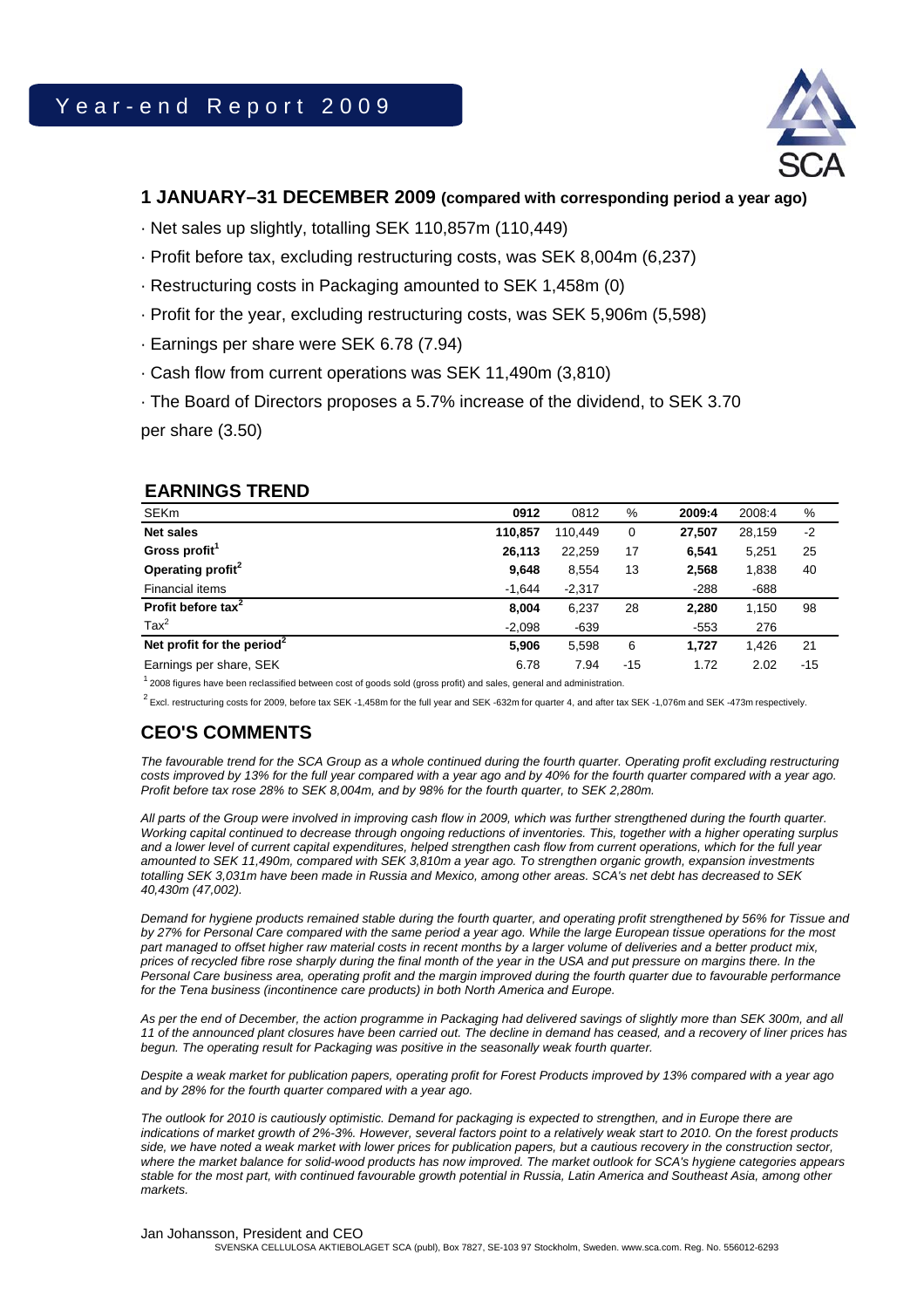# Year-end Report 2009

## 1 JANUARY–31 DECEMBER 2009 (compared with corresponding period a year ago)

- Net sales up slightly, totalling SEK 110,857m (110,449)
- Profit before tax, excluding restructuring costs, was SEK 8,004m (6,237)
- Restructuring costs in Packaging amounted to SEK 1,458m (0)
- Profit for the year, excluding restructuring costs, was SEK 5,906m (5,598)
- Earnings per share were SEK 6.78 (7.94)
- Cash flow from current operations was SEK 11,490m (3,810)
- The Board of Directors proposes a 5.7% increase of the dividend, to SEK 3.70 per share (3.50)

## EARNINGS TREND

| SEKm | 0912 | 0812 | % | 2009:4 | 2008:4 | % |
|---|---|---|---|---|---|---|
| **Net sales** | **110,857** | 110,449 | 0 | **27,507** | 28,159 | -2 |
| **Gross profit**[1] | **26,113** | 22,259 | 17 | **6,541** | 5,251 | 25 |
| **Operating profit**[2] | **9,648** | 8,554 | 13 | **2,568** | 1,838 | 40 |
| Financial items | -1,644 | -2,317 | | -288 | -688 | |
| **Profit before tax**[2] | **8,004** | 6,237 | 28 | **2,280** | 1,150 | 98 |
| Tax[2] | -2,098 | -639 | | -553 | 276 | |
| **Net profit for the period**[2] | **5,906** | 5,598 | 6 | **1,727** | 1,426 | 21 |
| Earnings per share, SEK | 6.78 | 7.94 | -15 | 1.72 | 2.02 | -15 |

[1] 2008 figures have been reclassified between cost of goods sold (gross profit) and sales, general and administration.

[2] Excl. restructuring costs for 2009, before tax SEK -1,458m for the full year and SEK -632m for quarter 4, and after tax SEK -1,076m and SEK -473m respectively.

## CEO'S COMMENTS

*The favourable trend for the SCA Group as a whole continued during the fourth quarter. Operating profit excluding restructuring costs improved by 13% for the full year compared with a year ago and by 40% for the fourth quarter compared with a year ago. Profit before tax rose 28% to SEK 8,004m, and by 98% for the fourth quarter, to SEK 2,280m.*

*All parts of the Group were involved in improving cash flow in 2009, which was further strengthened during the fourth quarter. Working capital continued to decrease through ongoing reductions of inventories. This, together with a higher operating surplus and a lower level of current capital expenditures, helped strengthen cash flow from current operations, which for the full year amounted to SEK 11,490m, compared with SEK 3,810m a year ago. To strengthen organic growth, expansion investments totalling SEK 3,031m have been made in Russia and Mexico, among other areas. SCA's net debt has decreased to SEK 40,430m (47,002).*

*Demand for hygiene products remained stable during the fourth quarter, and operating profit strengthened by 56% for Tissue and by 27% for Personal Care compared with the same period a year ago. While the large European tissue operations for the most part managed to offset higher raw material costs in recent months by a larger volume of deliveries and a better product mix, prices of recycled fibre rose sharply during the final month of the year in the USA and put pressure on margins there. In the Personal Care business area, operating profit and the margin improved during the fourth quarter due to favourable performance for the Tena business (incontinence care products) in both North America and Europe.*

*As per the end of December, the action programme in Packaging had delivered savings of slightly more than SEK 300m, and all 11 of the announced plant closures have been carried out. The decline in demand has ceased, and a recovery of liner prices has begun. The operating result for Packaging was positive in the seasonally weak fourth quarter.*

*Despite a weak market for publication papers, operating profit for Forest Products improved by 13% compared with a year ago and by 28% for the fourth quarter compared with a year ago.*

*The outlook for 2010 is cautiously optimistic. Demand for packaging is expected to strengthen, and in Europe there are indications of market growth of 2%-3%. However, several factors point to a relatively weak start to 2010. On the forest products side, we have noted a weak market with lower prices for publication papers, but a cautious recovery in the construction sector, where the market balance for solid-wood products has now improved. The market outlook for SCA's hygiene categories appears stable for the most part, with continued favourable growth potential in Russia, Latin America and Southeast Asia, among other markets.*

Jan Johansson, President and CEO

SVENSKA CELLULOSA AKTIEBOLAGET SCA (publ), Box 7827, SE-103 97 Stockholm, Sweden. www.sca.com. Reg. No. 556012-6293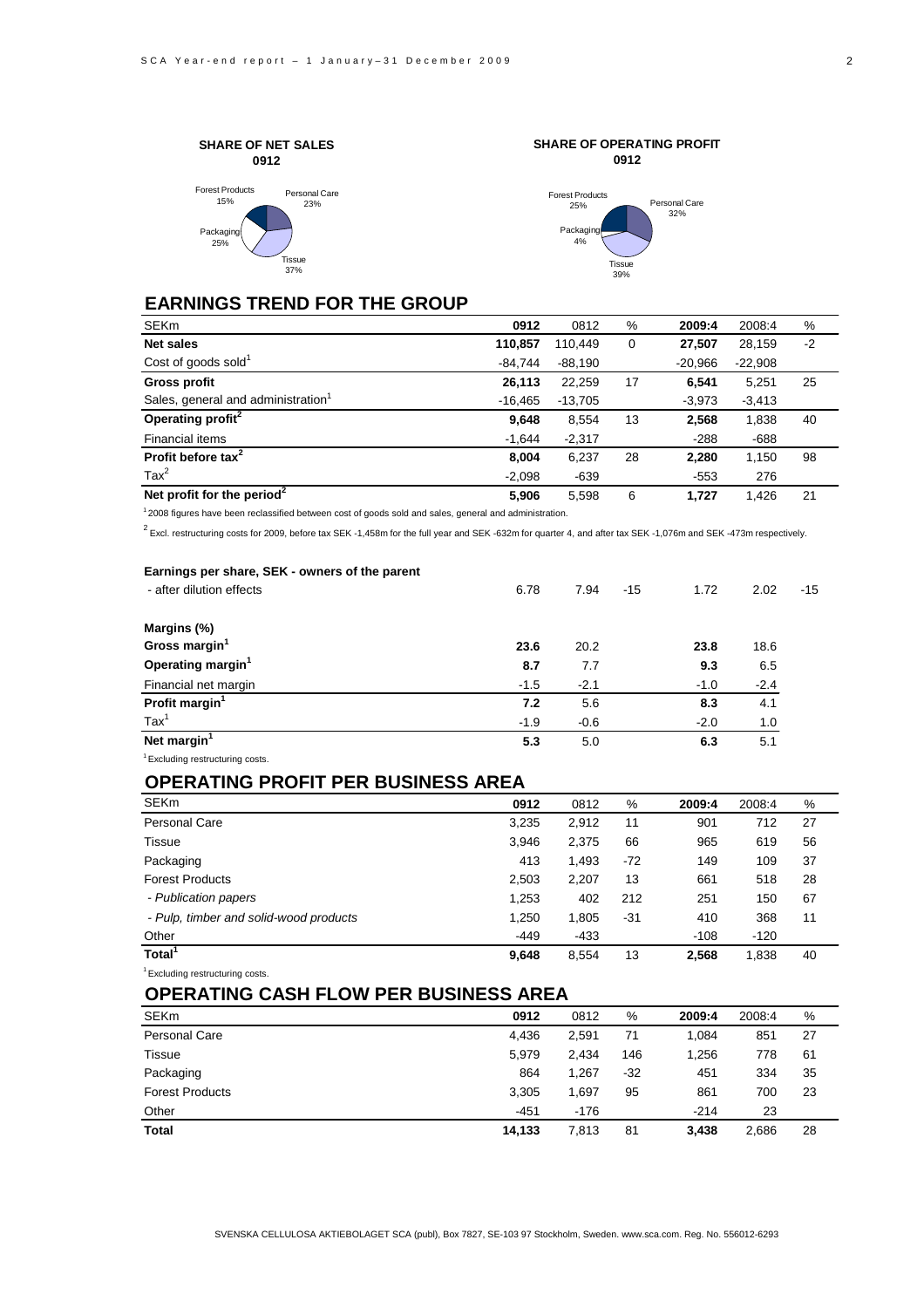**SHARE OF NET SALES 0912**

Forest Products 15%
Personal Care 23%
Packaging 25%
Tissue 37%

**SHARE OF OPERATING PROFIT 0912**

Forest Products 25%
Personal Care 32%
Packaging 4%
Tissue 39%

## EARNINGS TREND FOR THE GROUP

| SEKm | 0912 | 0812 | % | 2009:4 | 2008:4 | % |
|---|---|---|---|---|---|---|
| **Net sales** | **110,857** | 110,449 | 0 | **27,507** | 28,159 | -2 |
| Cost of goods sold[1] | -84,744 | -88,190 | | -20,966 | -22,908 | |
| **Gross profit** | **26,113** | 22,259 | 17 | **6,541** | 5,251 | 25 |
| Sales, general and administration[1] | -16,465 | -13,705 | | -3,973 | -3,413 | |
| **Operating profit[2]** | **9,648** | 8,554 | 13 | **2,568** | 1,838 | 40 |
| Financial items | -1,644 | -2,317 | | -288 | -688 | |
| **Profit before tax[2]** | **8,004** | 6,237 | 28 | **2,280** | 1,150 | 98 |
| Tax[2] | -2,098 | -639 | | -553 | 276 | |
| **Net profit for the period[2]** | **5,906** | 5,598 | 6 | **1,727** | 1,426 | 21 |

[1] 2008 figures have been reclassified between cost of goods sold and sales, general and administration.

[2] Excl. restructuring costs for 2009, before tax SEK -1,458m for the full year and SEK -632m for quarter 4, and after tax SEK -1,076m and SEK -473m respectively.

| | 0912 | 0812 | % | 2009:4 | 2008:4 | % |
|---|---|---|---|---|---|---|
| **Earnings per share, SEK - owners of the parent** | | | | | | |
| - after dilution effects | 6.78 | 7.94 | -15 | 1.72 | 2.02 | -15 |
| **Margins (%)** | | | | | | |
| **Gross margin[1]** | **23.6** | 20.2 | | **23.8** | 18.6 | |
| **Operating margin[1]** | **8.7** | 7.7 | | **9.3** | 6.5 | |
| Financial net margin | -1.5 | -2.1 | | -1.0 | -2.4 | |
| **Profit margin[1]** | **7.2** | 5.6 | | **8.3** | 4.1 | |
| Tax[1] | -1.9 | -0.6 | | -2.0 | 1.0 | |
| **Net margin[1]** | **5.3** | 5.0 | | **6.3** | 5.1 | |

[1] Excluding restructuring costs.

## OPERATING PROFIT PER BUSINESS AREA

| SEKm | 0912 | 0812 | % | 2009:4 | 2008:4 | % |
|---|---|---|---|---|---|---|
| Personal Care | 3,235 | 2,912 | 11 | 901 | 712 | 27 |
| Tissue | 3,946 | 2,375 | 66 | 965 | 619 | 56 |
| Packaging | 413 | 1,493 | -72 | 149 | 109 | 37 |
| Forest Products | 2,503 | 2,207 | 13 | 661 | 518 | 28 |
| *- Publication papers* | 1,253 | 402 | 212 | 251 | 150 | 67 |
| *- Pulp, timber and solid-wood products* | 1,250 | 1,805 | -31 | 410 | 368 | 11 |
| Other | -449 | -433 | | -108 | -120 | |
| **Total[1]** | **9,648** | 8,554 | 13 | **2,568** | 1,838 | 40 |

[1] Excluding restructuring costs.

## OPERATING CASH FLOW PER BUSINESS AREA

| SEKm | 0912 | 0812 | % | 2009:4 | 2008:4 | % |
|---|---|---|---|---|---|---|
| Personal Care | 4,436 | 2,591 | 71 | 1,084 | 851 | 27 |
| Tissue | 5,979 | 2,434 | 146 | 1,256 | 778 | 61 |
| Packaging | 864 | 1,267 | -32 | 451 | 334 | 35 |
| Forest Products | 3,305 | 1,697 | 95 | 861 | 700 | 23 |
| Other | -451 | -176 | | -214 | 23 | |
| **Total** | **14,133** | 7,813 | 81 | **3,438** | 2,686 | 28 |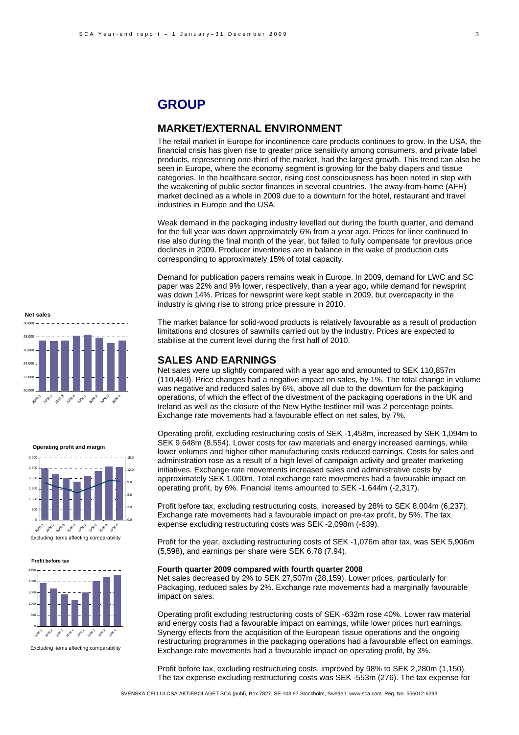# GROUP

## MARKET/EXTERNAL ENVIRONMENT

The retail market in Europe for incontinence care products continues to grow. In the USA, the financial crisis has given rise to greater price sensitivity among consumers, and private label products, representing one-third of the market, had the largest growth. This trend can also be seen in Europe, where the economy segment is growing for the baby diapers and tissue categories. In the healthcare sector, rising cost consciousness has been noted in step with the weakening of public sector finances in several countries. The away-from-home (AFH) market declined as a whole in 2009 due to a downturn for the hotel, restaurant and travel industries in Europe and the USA.

Weak demand in the packaging industry levelled out during the fourth quarter, and demand for the full year was down approximately 6% from a year ago. Prices for liner continued to rise also during the final month of the year, but failed to fully compensate for previous price declines in 2009. Producer inventories are in balance in the wake of production cuts corresponding to approximately 15% of total capacity.

Demand for publication papers remains weak in Europe. In 2009, demand for LWC and SC paper was 22% and 9% lower, respectively, than a year ago, while demand for newsprint was down 14%. Prices for newsprint were kept stable in 2009, but overcapacity in the industry is giving rise to strong price pressure in 2010.

The market balance for solid-wood products is relatively favourable as a result of production limitations and closures of sawmills carried out by the industry. Prices are expected to stabilise at the current level during the first half of 2010.

## SALES AND EARNINGS

Net sales were up slightly compared with a year ago and amounted to SEK 110,857m (110,449). Price changes had a negative impact on sales, by 1%. The total change in volume was negative and reduced sales by 6%, above all due to the downturn for the packaging operations, of which the effect of the divestment of the packaging operations in the UK and Ireland as well as the closure of the New Hythe testliner mill was 2 percentage points. Exchange rate movements had a favourable effect on net sales, by 7%.

Operating profit, excluding restructuring costs of SEK -1,458m, increased by SEK 1,094m to SEK 9,648m (8,554). Lower costs for raw materials and energy increased earnings, while lower volumes and higher other manufacturing costs reduced earnings. Costs for sales and administration rose as a result of a high level of campaign activity and greater marketing initiatives. Exchange rate movements increased sales and administrative costs by approximately SEK 1,000m. Total exchange rate movements had a favourable impact on operating profit, by 6%. Financial items amounted to SEK -1,644m (-2,317).

Profit before tax, excluding restructuring costs, increased by 28% to SEK 8,004m (6,237). Exchange rate movements had a favourable impact on pre-tax profit, by 5%. The tax expense excluding restructuring costs was SEK -2,098m (-639).

Profit for the year, excluding restructuring costs of SEK -1,076m after tax, was SEK 5,906m (5,598), and earnings per share were SEK 6.78 (7.94).

**Fourth quarter 2009 compared with fourth quarter 2008**

Net sales decreased by 2% to SEK 27,507m (28,159). Lower prices, particularly for Packaging, reduced sales by 2%. Exchange rate movements had a marginally favourable impact on sales.

Operating profit excluding restructuring costs of SEK -632m rose 40%. Lower raw material and energy costs had a favourable impact on earnings, while lower prices hurt earnings. Synergy effects from the acquisition of the European tissue operations and the ongoing restructuring programmes in the packaging operations had a favourable effect on earnings. Exchange rate movements had a favourable impact on operating profit, by 3%.

Profit before tax, excluding restructuring costs, improved by 98% to SEK 2,280m (1,150). The tax expense excluding restructuring costs was SEK -553m (276). The tax expense for

**Net sales**

**Operating profit and margin**

Excluding items affecting comparability

**Profit before tax**

Excluding items affecting comparability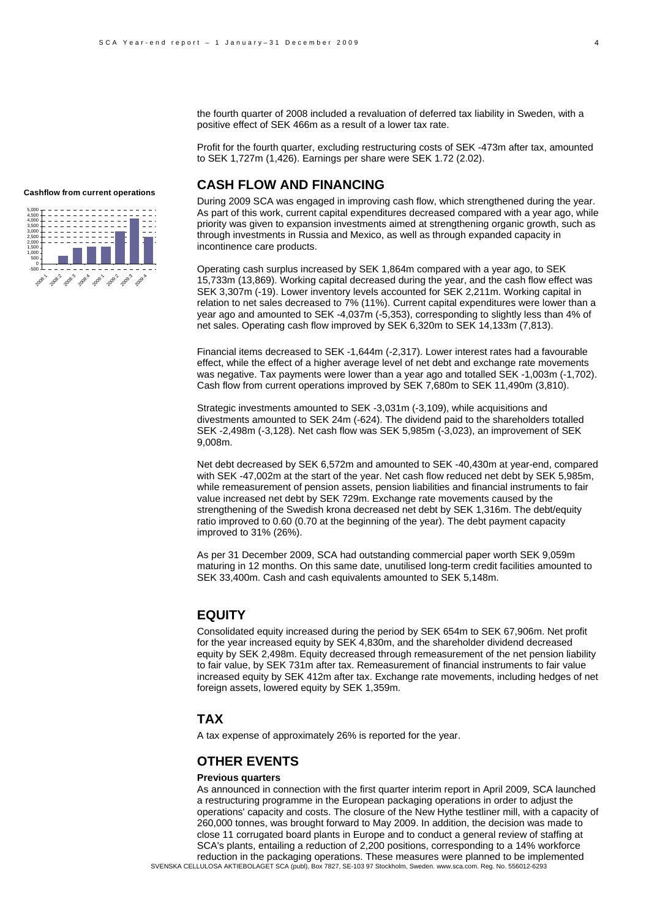the fourth quarter of 2008 included a revaluation of deferred tax liability in Sweden, with a positive effect of SEK 466m as a result of a lower tax rate.

Profit for the fourth quarter, excluding restructuring costs of SEK -473m after tax, amounted to SEK 1,727m (1,426). Earnings per share were SEK 1.72 (2.02).

**Cashflow from current operations**

## CASH FLOW AND FINANCING

During 2009 SCA was engaged in improving cash flow, which strengthened during the year. As part of this work, current capital expenditures decreased compared with a year ago, while priority was given to expansion investments aimed at strengthening organic growth, such as through investments in Russia and Mexico, as well as through expanded capacity in incontinence care products.

Operating cash surplus increased by SEK 1,864m compared with a year ago, to SEK 15,733m (13,869). Working capital decreased during the year, and the cash flow effect was SEK 3,307m (-19). Lower inventory levels accounted for SEK 2,211m. Working capital in relation to net sales decreased to 7% (11%). Current capital expenditures were lower than a year ago and amounted to SEK -4,037m (-5,353), corresponding to slightly less than 4% of net sales. Operating cash flow improved by SEK 6,320m to SEK 14,133m (7,813).

Financial items decreased to SEK -1,644m (-2,317). Lower interest rates had a favourable effect, while the effect of a higher average level of net debt and exchange rate movements was negative. Tax payments were lower than a year ago and totalled SEK -1,003m (-1,702). Cash flow from current operations improved by SEK 7,680m to SEK 11,490m (3,810).

Strategic investments amounted to SEK -3,031m (-3,109), while acquisitions and divestments amounted to SEK 24m (-624). The dividend paid to the shareholders totalled SEK -2,498m (-3,128). Net cash flow was SEK 5,985m (-3,023), an improvement of SEK 9,008m.

Net debt decreased by SEK 6,572m and amounted to SEK -40,430m at year-end, compared with SEK -47,002m at the start of the year. Net cash flow reduced net debt by SEK 5,985m, while remeasurement of pension assets, pension liabilities and financial instruments to fair value increased net debt by SEK 729m. Exchange rate movements caused by the strengthening of the Swedish krona decreased net debt by SEK 1,316m. The debt/equity ratio improved to 0.60 (0.70 at the beginning of the year). The debt payment capacity improved to 31% (26%).

As per 31 December 2009, SCA had outstanding commercial paper worth SEK 9,059m maturing in 12 months. On this same date, unutilised long-term credit facilities amounted to SEK 33,400m. Cash and cash equivalents amounted to SEK 5,148m.

## EQUITY

Consolidated equity increased during the period by SEK 654m to SEK 67,906m. Net profit for the year increased equity by SEK 4,830m, and the shareholder dividend decreased equity by SEK 2,498m. Equity decreased through remeasurement of the net pension liability to fair value, by SEK 731m after tax. Remeasurement of financial instruments to fair value increased equity by SEK 412m after tax. Exchange rate movements, including hedges of net foreign assets, lowered equity by SEK 1,359m.

## TAX

A tax expense of approximately 26% is reported for the year.

## OTHER EVENTS

**Previous quarters**

As announced in connection with the first quarter interim report in April 2009, SCA launched a restructuring programme in the European packaging operations in order to adjust the operations' capacity and costs. The closure of the New Hythe testliner mill, with a capacity of 260,000 tonnes, was brought forward to May 2009. In addition, the decision was made to close 11 corrugated board plants in Europe and to conduct a general review of staffing at SCA's plants, entailing a reduction of 2,200 positions, corresponding to a 14% workforce reduction in the packaging operations. These measures were planned to be implemented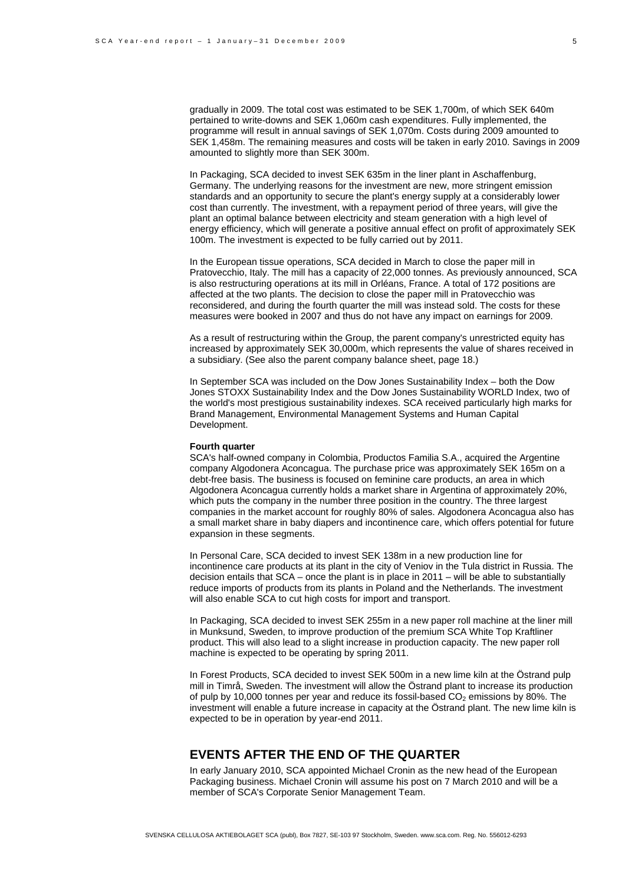gradually in 2009. The total cost was estimated to be SEK 1,700m, of which SEK 640m pertained to write-downs and SEK 1,060m cash expenditures. Fully implemented, the programme will result in annual savings of SEK 1,070m. Costs during 2009 amounted to SEK 1,458m. The remaining measures and costs will be taken in early 2010. Savings in 2009 amounted to slightly more than SEK 300m.

In Packaging, SCA decided to invest SEK 635m in the liner plant in Aschaffenburg, Germany. The underlying reasons for the investment are new, more stringent emission standards and an opportunity to secure the plant's energy supply at a considerably lower cost than currently. The investment, with a repayment period of three years, will give the plant an optimal balance between electricity and steam generation with a high level of energy efficiency, which will generate a positive annual effect on profit of approximately SEK 100m. The investment is expected to be fully carried out by 2011.

In the European tissue operations, SCA decided in March to close the paper mill in Pratovecchio, Italy. The mill has a capacity of 22,000 tonnes. As previously announced, SCA is also restructuring operations at its mill in Orléans, France. A total of 172 positions are affected at the two plants. The decision to close the paper mill in Pratovecchio was reconsidered, and during the fourth quarter the mill was instead sold. The costs for these measures were booked in 2007 and thus do not have any impact on earnings for 2009.

As a result of restructuring within the Group, the parent company's unrestricted equity has increased by approximately SEK 30,000m, which represents the value of shares received in a subsidiary. (See also the parent company balance sheet, page 18.)

In September SCA was included on the Dow Jones Sustainability Index – both the Dow Jones STOXX Sustainability Index and the Dow Jones Sustainability WORLD Index, two of the world's most prestigious sustainability indexes. SCA received particularly high marks for Brand Management, Environmental Management Systems and Human Capital Development.

**Fourth quarter**

SCA's half-owned company in Colombia, Productos Familia S.A., acquired the Argentine company Algodonera Aconcagua. The purchase price was approximately SEK 165m on a debt-free basis. The business is focused on feminine care products, an area in which Algodonera Aconcagua currently holds a market share in Argentina of approximately 20%, which puts the company in the number three position in the country. The three largest companies in the market account for roughly 80% of sales. Algodonera Aconcagua also has a small market share in baby diapers and incontinence care, which offers potential for future expansion in these segments.

In Personal Care, SCA decided to invest SEK 138m in a new production line for incontinence care products at its plant in the city of Veniov in the Tula district in Russia. The decision entails that SCA – once the plant is in place in 2011 – will be able to substantially reduce imports of products from its plants in Poland and the Netherlands. The investment will also enable SCA to cut high costs for import and transport.

In Packaging, SCA decided to invest SEK 255m in a new paper roll machine at the liner mill in Munksund, Sweden, to improve production of the premium SCA White Top Kraftliner product. This will also lead to a slight increase in production capacity. The new paper roll machine is expected to be operating by spring 2011.

In Forest Products, SCA decided to invest SEK 500m in a new lime kiln at the Östrand pulp mill in Timrå, Sweden. The investment will allow the Östrand plant to increase its production of pulp by 10,000 tonnes per year and reduce its fossil-based $CO_2$ emissions by 80%. The investment will enable a future increase in capacity at the Östrand plant. The new lime kiln is expected to be in operation by year-end 2011.

## EVENTS AFTER THE END OF THE QUARTER

In early January 2010, SCA appointed Michael Cronin as the new head of the European Packaging business. Michael Cronin will assume his post on 7 March 2010 and will be a member of SCA's Corporate Senior Management Team.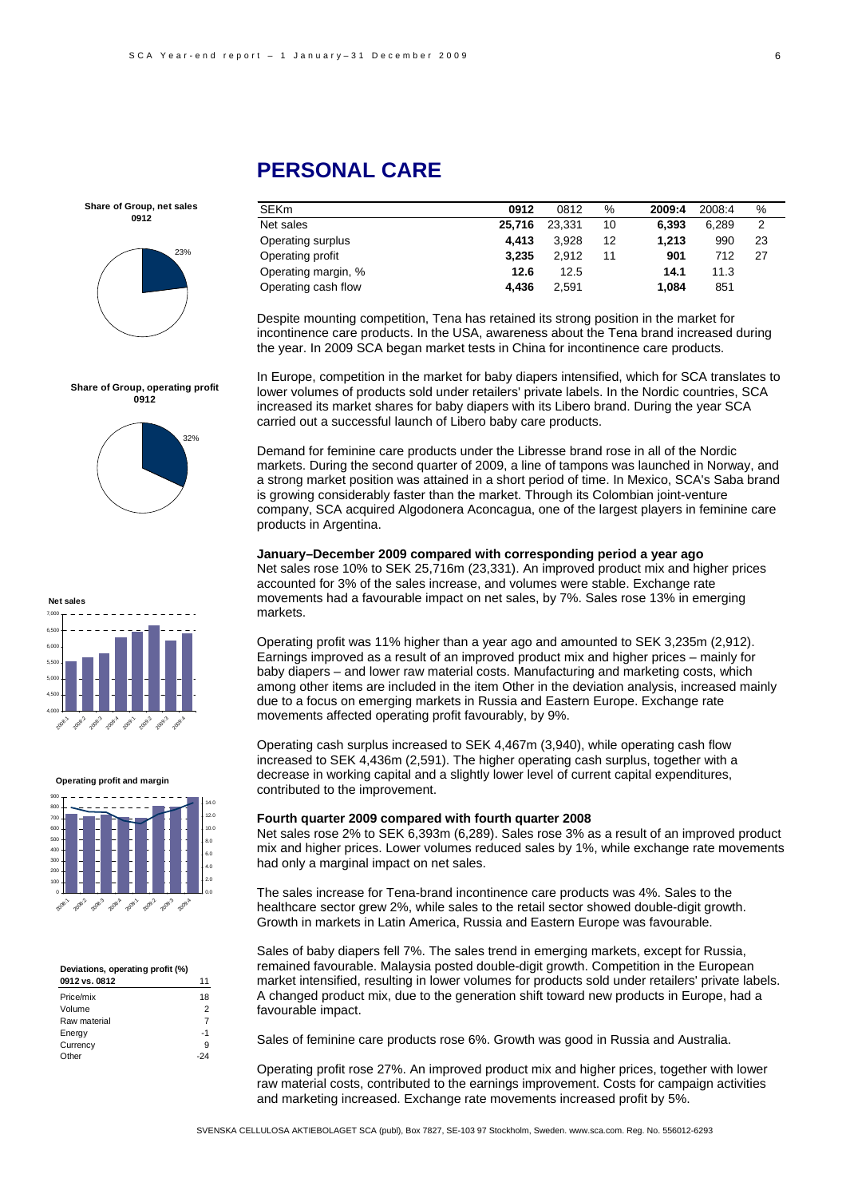# PERSONAL CARE

| SEKm | 0912 | 0812 | % | 2009:4 | 2008:4 | % |
|---|---|---|---|---|---|---|
| Net sales | **25,716** | 23,331 | 10 | **6,393** | 6,289 | 2 |
| Operating surplus | **4,413** | 3,928 | 12 | **1,213** | 990 | 23 |
| Operating profit | **3,235** | 2,912 | 11 | **901** | 712 | 27 |
| Operating margin, % | **12.6** | 12.5 | | **14.1** | 11.3 | |
| Operating cash flow | **4,436** | 2,591 | | **1,084** | 851 | |

**Share of Group, net sales 0912**

23%

**Share of Group, operating profit 0912**

32%

**Net sales**

**Operating profit and margin**

**Deviations, operating profit (%)**

| 0912 vs. 0812 | 11 |
|---|---|
| Price/mix | 18 |
| Volume | 2 |
| Raw material | 7 |
| Energy | -1 |
| Currency | 9 |
| Other | -24 |

Despite mounting competition, Tena has retained its strong position in the market for incontinence care products. In the USA, awareness about the Tena brand increased during the year. In 2009 SCA began market tests in China for incontinence care products.

In Europe, competition in the market for baby diapers intensified, which for SCA translates to lower volumes of products sold under retailers' private labels. In the Nordic countries, SCA increased its market shares for baby diapers with its Libero brand. During the year SCA carried out a successful launch of Libero baby care products.

Demand for feminine care products under the Libresse brand rose in all of the Nordic markets. During the second quarter of 2009, a line of tampons was launched in Norway, and a strong market position was attained in a short period of time. In Mexico, SCA's Saba brand is growing considerably faster than the market. Through its Colombian joint-venture company, SCA acquired Algodonera Aconcagua, one of the largest players in feminine care products in Argentina.

**January–December 2009 compared with corresponding period a year ago**

Net sales rose 10% to SEK 25,716m (23,331). An improved product mix and higher prices accounted for 3% of the sales increase, and volumes were stable. Exchange rate movements had a favourable impact on net sales, by 7%. Sales rose 13% in emerging markets.

Operating profit was 11% higher than a year ago and amounted to SEK 3,235m (2,912). Earnings improved as a result of an improved product mix and higher prices – mainly for baby diapers – and lower raw material costs. Manufacturing and marketing costs, which among other items are included in the item Other in the deviation analysis, increased mainly due to a focus on emerging markets in Russia and Eastern Europe. Exchange rate movements affected operating profit favourably, by 9%.

Operating cash surplus increased to SEK 4,467m (3,940), while operating cash flow increased to SEK 4,436m (2,591). The higher operating cash surplus, together with a decrease in working capital and a slightly lower level of current capital expenditures, contributed to the improvement.

**Fourth quarter 2009 compared with fourth quarter 2008**

Net sales rose 2% to SEK 6,393m (6,289). Sales rose 3% as a result of an improved product mix and higher prices. Lower volumes reduced sales by 1%, while exchange rate movements had only a marginal impact on net sales.

The sales increase for Tena-brand incontinence care products was 4%. Sales to the healthcare sector grew 2%, while sales to the retail sector showed double-digit growth. Growth in markets in Latin America, Russia and Eastern Europe was favourable.

Sales of baby diapers fell 7%. The sales trend in emerging markets, except for Russia, remained favourable. Malaysia posted double-digit growth. Competition in the European market intensified, resulting in lower volumes for products sold under retailers' private labels. A changed product mix, due to the generation shift toward new products in Europe, had a favourable impact.

Sales of feminine care products rose 6%. Growth was good in Russia and Australia.

Operating profit rose 27%. An improved product mix and higher prices, together with lower raw material costs, contributed to the earnings improvement. Costs for campaign activities and marketing increased. Exchange rate movements increased profit by 5%.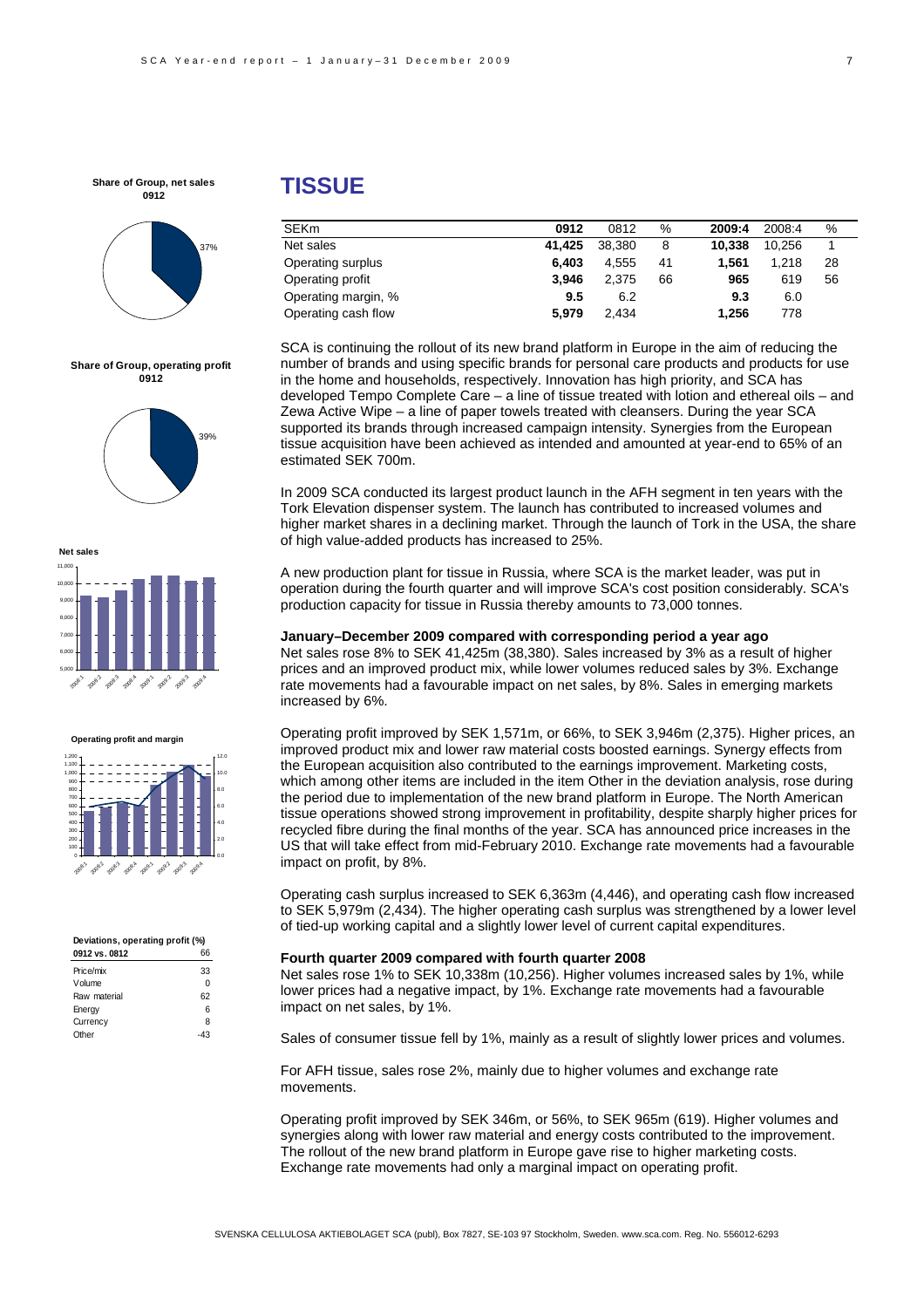# TISSUE

| SEKm | 0912 | 0812 | % | 2009:4 | 2008:4 | % |
|---|---|---|---|---|---|---|
| Net sales | **41,425** | 38,380 | 8 | **10,338** | 10,256 | 1 |
| Operating surplus | **6,403** | 4,555 | 41 | **1,561** | 1,218 | 28 |
| Operating profit | **3,946** | 2,375 | 66 | **965** | 619 | 56 |
| Operating margin, % | **9.5** | 6.2 | | **9.3** | 6.0 | |
| Operating cash flow | **5,979** | 2,434 | | **1,256** | 778 | |

**Share of Group, net sales 0912**

37%

**Share of Group, operating profit 0912**

39%

**Net sales**

**Operating profit and margin**

**Deviations, operating profit (%)**

| 0912 vs. 0812 | 66 |
|---|---|
| Price/mix | 33 |
| Volume | 0 |
| Raw material | 62 |
| Energy | 6 |
| Currency | 8 |
| Other | -43 |

SCA is continuing the rollout of its new brand platform in Europe in the aim of reducing the number of brands and using specific brands for personal care products and products for use in the home and households, respectively. Innovation has high priority, and SCA has developed Tempo Complete Care – a line of tissue treated with lotion and ethereal oils – and Zewa Active Wipe – a line of paper towels treated with cleansers. During the year SCA supported its brands through increased campaign intensity. Synergies from the European tissue acquisition have been achieved as intended and amounted at year-end to 65% of an estimated SEK 700m.

In 2009 SCA conducted its largest product launch in the AFH segment in ten years with the Tork Elevation dispenser system. The launch has contributed to increased volumes and higher market shares in a declining market. Through the launch of Tork in the USA, the share of high value-added products has increased to 25%.

A new production plant for tissue in Russia, where SCA is the market leader, was put in operation during the fourth quarter and will improve SCA's cost position considerably. SCA's production capacity for tissue in Russia thereby amounts to 73,000 tonnes.

### January–December 2009 compared with corresponding period a year ago

Net sales rose 8% to SEK 41,425m (38,380). Sales increased by 3% as a result of higher prices and an improved product mix, while lower volumes reduced sales by 3%. Exchange rate movements had a favourable impact on net sales, by 8%. Sales in emerging markets increased by 6%.

Operating profit improved by SEK 1,571m, or 66%, to SEK 3,946m (2,375). Higher prices, an improved product mix and lower raw material costs boosted earnings. Synergy effects from the European acquisition also contributed to the earnings improvement. Marketing costs, which among other items are included in the item Other in the deviation analysis, rose during the period due to implementation of the new brand platform in Europe. The North American tissue operations showed strong improvement in profitability, despite sharply higher prices for recycled fibre during the final months of the year. SCA has announced price increases in the US that will take effect from mid-February 2010. Exchange rate movements had a favourable impact on profit, by 8%.

Operating cash surplus increased to SEK 6,363m (4,446), and operating cash flow increased to SEK 5,979m (2,434). The higher operating cash surplus was strengthened by a lower level of tied-up working capital and a slightly lower level of current capital expenditures.

### Fourth quarter 2009 compared with fourth quarter 2008

Net sales rose 1% to SEK 10,338m (10,256). Higher volumes increased sales by 1%, while lower prices had a negative impact, by 1%. Exchange rate movements had a favourable impact on net sales, by 1%.

Sales of consumer tissue fell by 1%, mainly as a result of slightly lower prices and volumes.

For AFH tissue, sales rose 2%, mainly due to higher volumes and exchange rate movements.

Operating profit improved by SEK 346m, or 56%, to SEK 965m (619). Higher volumes and synergies along with lower raw material and energy costs contributed to the improvement. The rollout of the new brand platform in Europe gave rise to higher marketing costs. Exchange rate movements had only a marginal impact on operating profit.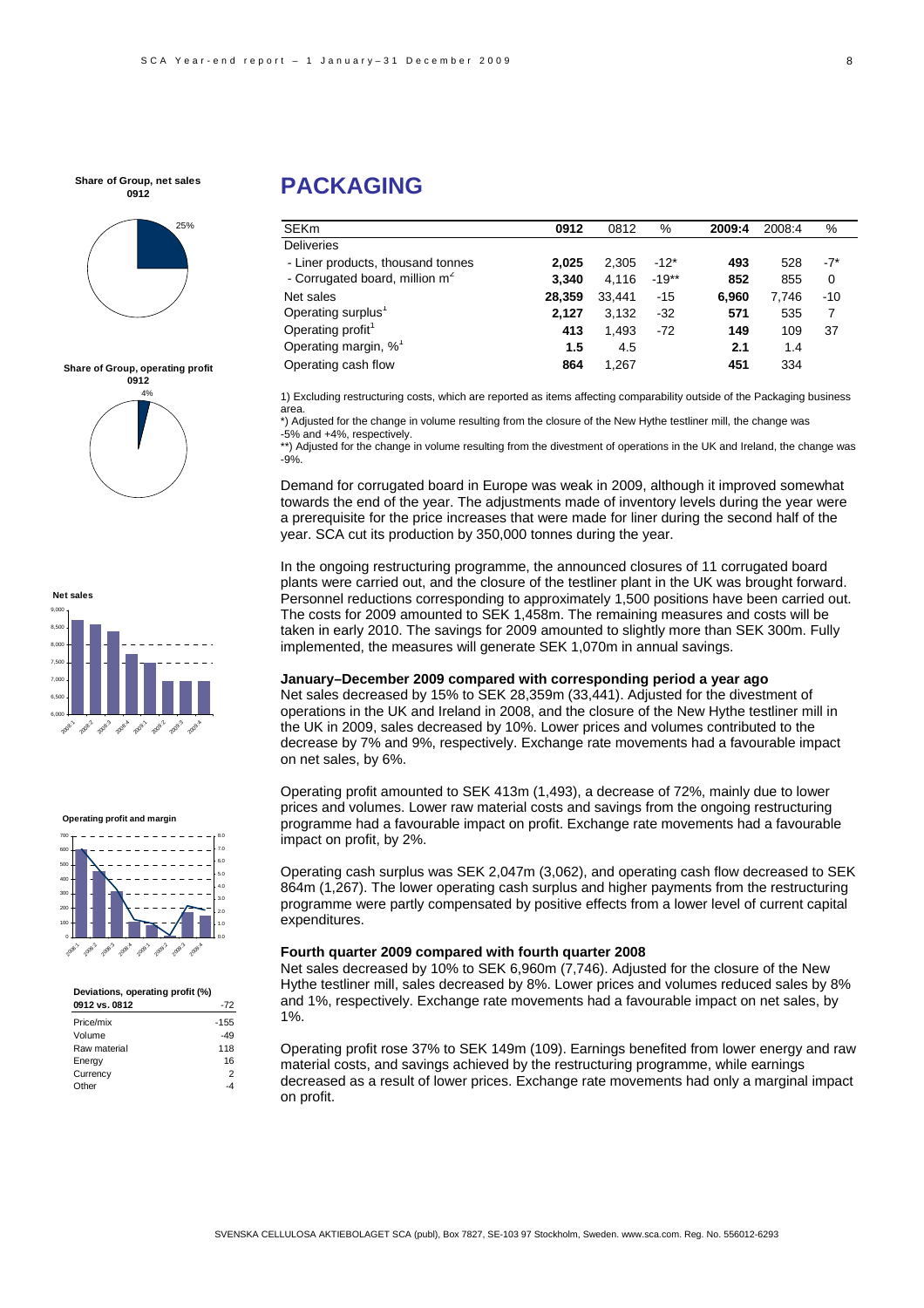# PACKAGING

| SEKm | 0912 | 0812 | % | 2009:4 | 2008:4 | % |
|---|---|---|---|---|---|---|
| Deliveries | | | | | | |
| - Liner products, thousand tonnes | **2,025** | 2,305 | -12* | **493** | 528 | -7* |
| - Corrugated board, million $m^2$ | **3,340** | 4,116 | -19** | **852** | 855 | 0 |
| Net sales | **28,359** | 33,441 | -15 | **6,960** | 7,746 | -10 |
| Operating surplus[1] | **2,127** | 3,132 | -32 | **571** | 535 | 7 |
| Operating profit[1] | **413** | 1,493 | -72 | **149** | 109 | 37 |
| Operating margin, %[1] | **1.5** | 4.5 | | **2.1** | 1.4 | |
| Operating cash flow | **864** | 1,267 | | **451** | 334 | |

1) Excluding restructuring costs, which are reported as items affecting comparability outside of the Packaging business area.

*) Adjusted for the change in volume resulting from the closure of the New Hythe testliner mill, the change was -5% and +4%, respectively.

**) Adjusted for the change in volume resulting from the divestment of operations in the UK and Ireland, the change was -9%.

**Share of Group, net sales 0912**: 25%

**Share of Group, operating profit 0912**: 4%

**Net sales**

**Operating profit and margin**

**Deviations, operating profit (%)**

| 0912 vs. 0812 | -72 |
|---|---|
| Price/mix | -155 |
| Volume | -49 |
| Raw material | 118 |
| Energy | 16 |
| Currency | 2 |
| Other | -4 |

Demand for corrugated board in Europe was weak in 2009, although it improved somewhat towards the end of the year. The adjustments made of inventory levels during the year were a prerequisite for the price increases that were made for liner during the second half of the year. SCA cut its production by 350,000 tonnes during the year.

In the ongoing restructuring programme, the announced closures of 11 corrugated board plants were carried out, and the closure of the testliner plant in the UK was brought forward. Personnel reductions corresponding to approximately 1,500 positions have been carried out. The costs for 2009 amounted to SEK 1,458m. The remaining measures and costs will be taken in early 2010. The savings for 2009 amounted to slightly more than SEK 300m. Fully implemented, the measures will generate SEK 1,070m in annual savings.

### January–December 2009 compared with corresponding period a year ago

Net sales decreased by 15% to SEK 28,359m (33,441). Adjusted for the divestment of operations in the UK and Ireland in 2008, and the closure of the New Hythe testliner mill in the UK in 2009, sales decreased by 10%. Lower prices and volumes contributed to the decrease by 7% and 9%, respectively. Exchange rate movements had a favourable impact on net sales, by 6%.

Operating profit amounted to SEK 413m (1,493), a decrease of 72%, mainly due to lower prices and volumes. Lower raw material costs and savings from the ongoing restructuring programme had a favourable impact on profit. Exchange rate movements had a favourable impact on profit, by 2%.

Operating cash surplus was SEK 2,047m (3,062), and operating cash flow decreased to SEK 864m (1,267). The lower operating cash surplus and higher payments from the restructuring programme were partly compensated by positive effects from a lower level of current capital expenditures.

### Fourth quarter 2009 compared with fourth quarter 2008

Net sales decreased by 10% to SEK 6,960m (7,746). Adjusted for the closure of the New Hythe testliner mill, sales decreased by 8%. Lower prices and volumes reduced sales by 8% and 1%, respectively. Exchange rate movements had a favourable impact on net sales, by 1%.

Operating profit rose 37% to SEK 149m (109). Earnings benefited from lower energy and raw material costs, and savings achieved by the restructuring programme, while earnings decreased as a result of lower prices. Exchange rate movements had only a marginal impact on profit.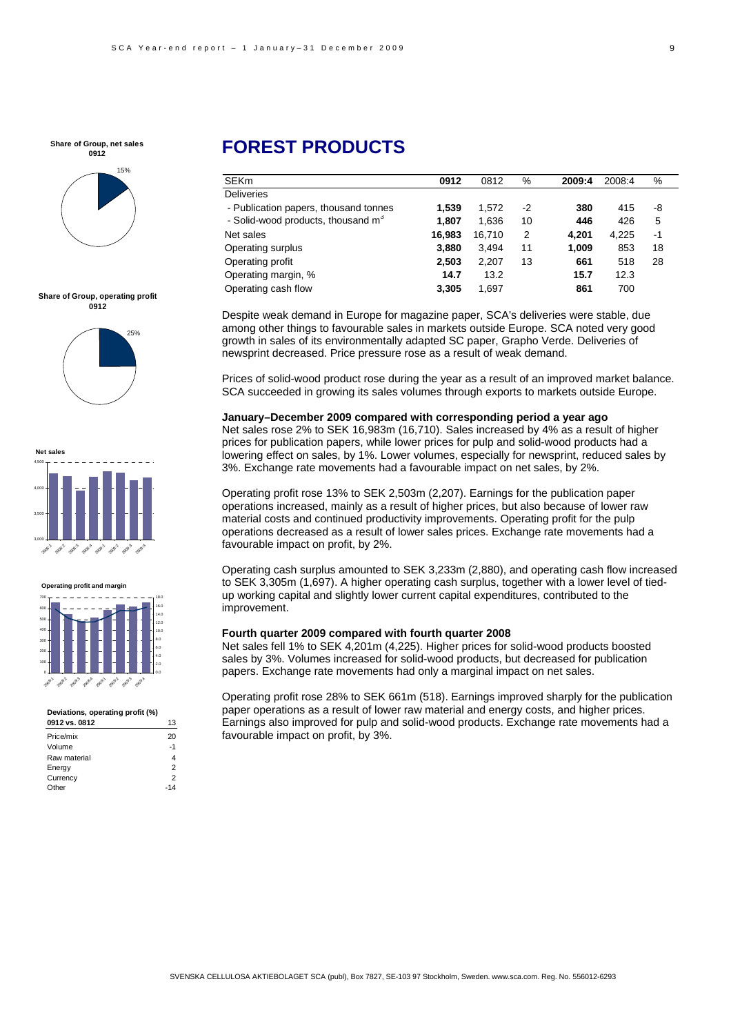# FOREST PRODUCTS

| SEKm | 0912 | 0812 | % | 2009:4 | 2008:4 | % |
|---|---|---|---|---|---|---|
| Deliveries | | | | | | |
| - Publication papers, thousand tonnes | **1,539** | 1,572 | -2 | **380** | 415 | -8 |
| - Solid-wood products, thousand m³ | **1,807** | 1,636 | 10 | **446** | 426 | 5 |
| Net sales | **16,983** | 16,710 | 2 | **4,201** | 4,225 | -1 |
| Operating surplus | **3,880** | 3,494 | 11 | **1,009** | 853 | 18 |
| Operating profit | **2,503** | 2,207 | 13 | **661** | 518 | 28 |
| Operating margin, % | **14.7** | 13.2 | | **15.7** | 12.3 | |
| Operating cash flow | **3,305** | 1,697 | | **861** | 700 | |

Despite weak demand in Europe for magazine paper, SCA's deliveries were stable, due among other things to favourable sales in markets outside Europe. SCA noted very good growth in sales of its environmentally adapted SC paper, Grapho Verde. Deliveries of newsprint decreased. Price pressure rose as a result of weak demand.

Prices of solid-wood product rose during the year as a result of an improved market balance. SCA succeeded in growing its sales volumes through exports to markets outside Europe.

**January–December 2009 compared with corresponding period a year ago**

Net sales rose 2% to SEK 16,983m (16,710). Sales increased by 4% as a result of higher prices for publication papers, while lower prices for pulp and solid-wood products had a lowering effect on sales, by 1%. Lower volumes, especially for newsprint, reduced sales by 3%. Exchange rate movements had a favourable impact on net sales, by 2%.

Operating profit rose 13% to SEK 2,503m (2,207). Earnings for the publication paper operations increased, mainly as a result of higher prices, but also because of lower raw material costs and continued productivity improvements. Operating profit for the pulp operations decreased as a result of lower sales prices. Exchange rate movements had a favourable impact on profit, by 2%.

Operating cash surplus amounted to SEK 3,233m (2,880), and operating cash flow increased to SEK 3,305m (1,697). A higher operating cash surplus, together with a lower level of tied-up working capital and slightly lower current capital expenditures, contributed to the improvement.

**Fourth quarter 2009 compared with fourth quarter 2008**

Net sales fell 1% to SEK 4,201m (4,225). Higher prices for solid-wood products boosted sales by 3%. Volumes increased for solid-wood products, but decreased for publication papers. Exchange rate movements had only a marginal impact on net sales.

Operating profit rose 28% to SEK 661m (518). Earnings improved sharply for the publication paper operations as a result of lower raw material and energy costs, and higher prices. Earnings also improved for pulp and solid-wood products. Exchange rate movements had a favourable impact on profit, by 3%.

**Share of Group, net sales 0912**

15%

**Share of Group, operating profit 0912**

25%

**Net sales**

**Operating profit and margin**

**Deviations, operating profit (%)**

| 0912 vs. 0812 | 13 |
|---|---|
| Price/mix | 20 |
| Volume | -1 |
| Raw material | 4 |
| Energy | 2 |
| Currency | 2 |
| Other | -14 |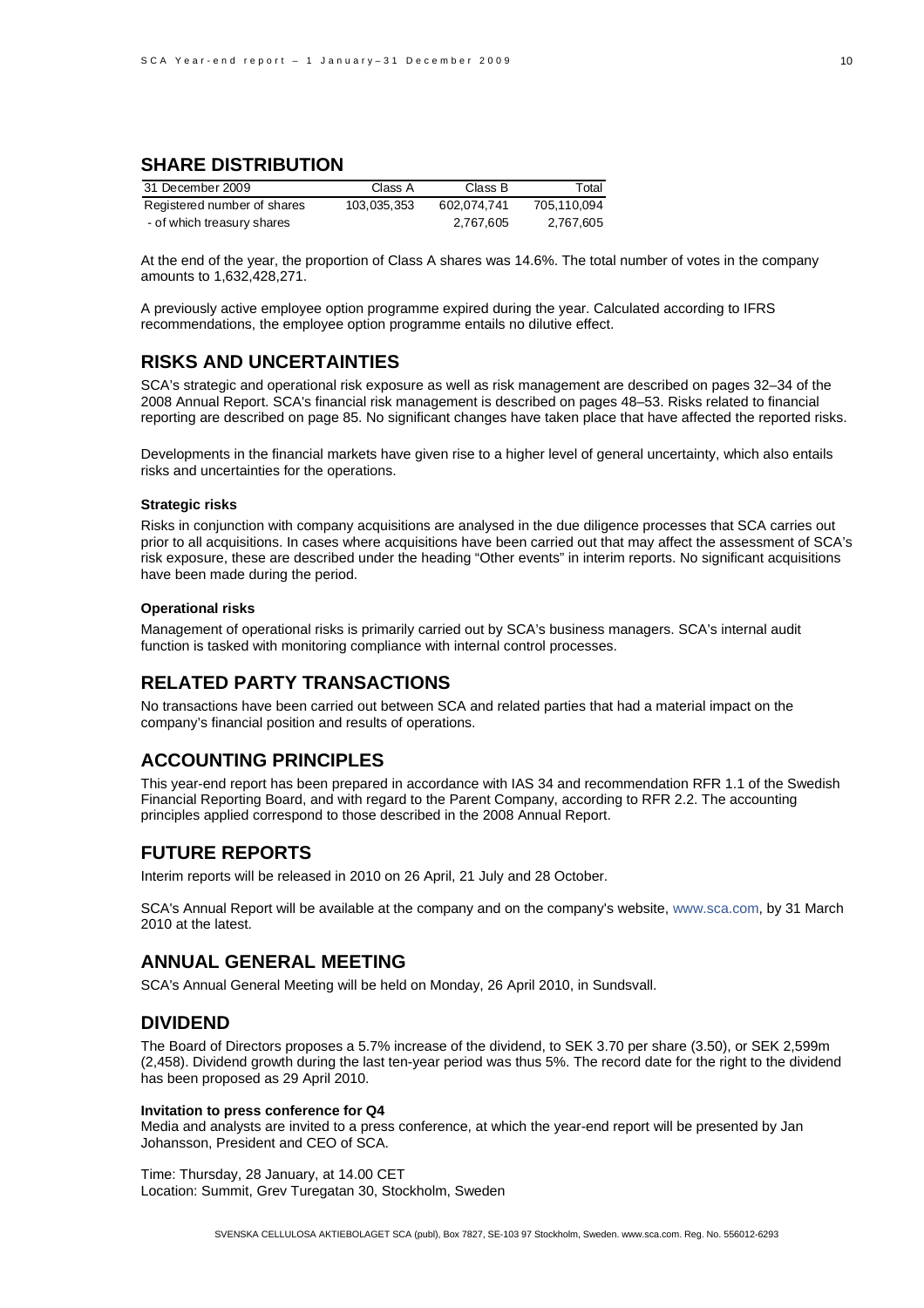## SHARE DISTRIBUTION

| 31 December 2009 | Class A | Class B | Total |
|---|---|---|---|
| Registered number of shares | 103,035,353 | 602,074,741 | 705,110,094 |
| - of which treasury shares | | 2,767,605 | 2,767,605 |

At the end of the year, the proportion of Class A shares was 14.6%. The total number of votes in the company amounts to 1,632,428,271.

A previously active employee option programme expired during the year. Calculated according to IFRS recommendations, the employee option programme entails no dilutive effect.

## RISKS AND UNCERTAINTIES

SCA's strategic and operational risk exposure as well as risk management are described on pages 32–34 of the 2008 Annual Report. SCA's financial risk management is described on pages 48–53. Risks related to financial reporting are described on page 85. No significant changes have taken place that have affected the reported risks.

Developments in the financial markets have given rise to a higher level of general uncertainty, which also entails risks and uncertainties for the operations.

**Strategic risks**

Risks in conjunction with company acquisitions are analysed in the due diligence processes that SCA carries out prior to all acquisitions. In cases where acquisitions have been carried out that may affect the assessment of SCA's risk exposure, these are described under the heading "Other events" in interim reports. No significant acquisitions have been made during the period.

**Operational risks**

Management of operational risks is primarily carried out by SCA's business managers. SCA's internal audit function is tasked with monitoring compliance with internal control processes.

## RELATED PARTY TRANSACTIONS

No transactions have been carried out between SCA and related parties that had a material impact on the company's financial position and results of operations.

## ACCOUNTING PRINCIPLES

This year-end report has been prepared in accordance with IAS 34 and recommendation RFR 1.1 of the Swedish Financial Reporting Board, and with regard to the Parent Company, according to RFR 2.2. The accounting principles applied correspond to those described in the 2008 Annual Report.

## FUTURE REPORTS

Interim reports will be released in 2010 on 26 April, 21 July and 28 October.

SCA's Annual Report will be available at the company and on the company's website, www.sca.com, by 31 March 2010 at the latest.

## ANNUAL GENERAL MEETING

SCA's Annual General Meeting will be held on Monday, 26 April 2010, in Sundsvall.

## DIVIDEND

The Board of Directors proposes a 5.7% increase of the dividend, to SEK 3.70 per share (3.50), or SEK 2,599m (2,458). Dividend growth during the last ten-year period was thus 5%. The record date for the right to the dividend has been proposed as 29 April 2010.

**Invitation to press conference for Q4**

Media and analysts are invited to a press conference, at which the year-end report will be presented by Jan Johansson, President and CEO of SCA.

Time: Thursday, 28 January, at 14.00 CET
Location: Summit, Grev Turegatan 30, Stockholm, Sweden

SVENSKA CELLULOSA AKTIEBOLAGET SCA (publ), Box 7827, SE-103 97 Stockholm, Sweden. www.sca.com. Reg. No. 556012-6293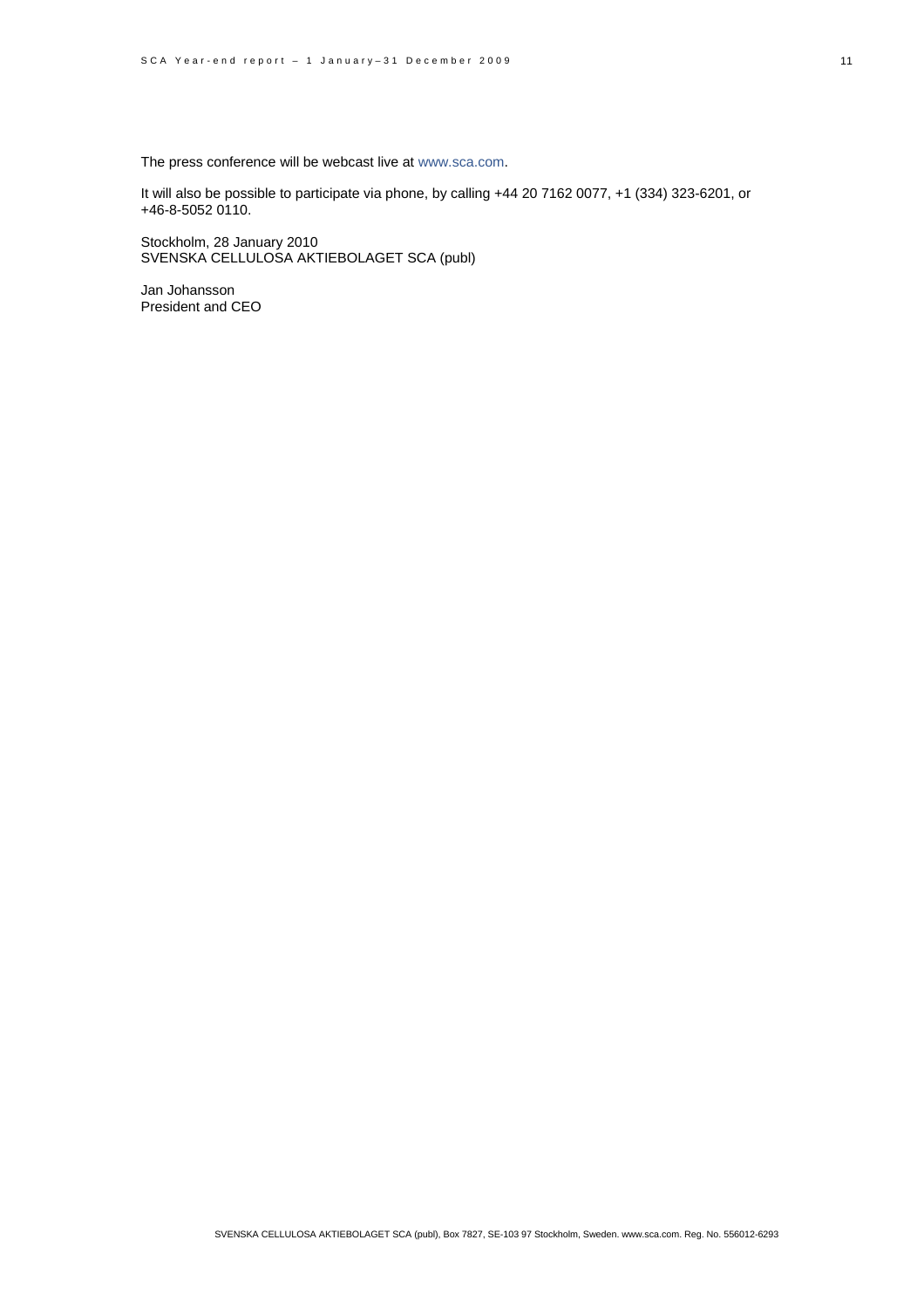The press conference will be webcast live at www.sca.com.

It will also be possible to participate via phone, by calling +44 20 7162 0077, +1 (334) 323-6201, or +46-8-5052 0110.

Stockholm, 28 January 2010
SVENSKA CELLULOSA AKTIEBOLAGET SCA (publ)

Jan Johansson
President and CEO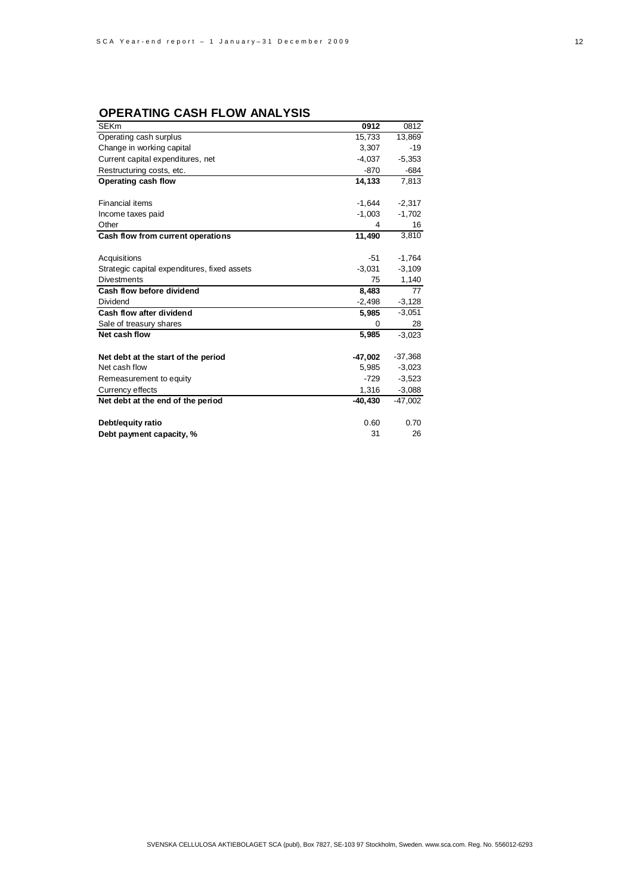## OPERATING CASH FLOW ANALYSIS

| SEKm | 0912 | 0812 |
|---|---|---|
| Operating cash surplus | 15,733 | 13,869 |
| Change in working capital | 3,307 | -19 |
| Current capital expenditures, net | -4,037 | -5,353 |
| Restructuring costs, etc. | -870 | -684 |
| **Operating cash flow** | **14,133** | 7,813 |
| | | |
| Financial items | -1,644 | -2,317 |
| Income taxes paid | -1,003 | -1,702 |
| Other | 4 | 16 |
| **Cash flow from current operations** | **11,490** | 3,810 |
| | | |
| Acquisitions | -51 | -1,764 |
| Strategic capital expenditures, fixed assets | -3,031 | -3,109 |
| Divestments | 75 | 1,140 |
| **Cash flow before dividend** | **8,483** | 77 |
| Dividend | -2,498 | -3,128 |
| **Cash flow after dividend** | **5,985** | -3,051 |
| Sale of treasury shares | 0 | 28 |
| **Net cash flow** | **5,985** | -3,023 |
| | | |
| **Net debt at the start of the period** | **-47,002** | -37,368 |
| Net cash flow | 5,985 | -3,023 |
| Remeasurement to equity | -729 | -3,523 |
| Currency effects | 1,316 | -3,088 |
| **Net debt at the end of the period** | **-40,430** | -47,002 |
| | | |
| **Debt/equity ratio** | 0.60 | 0.70 |
| **Debt payment capacity, %** | 31 | 26 |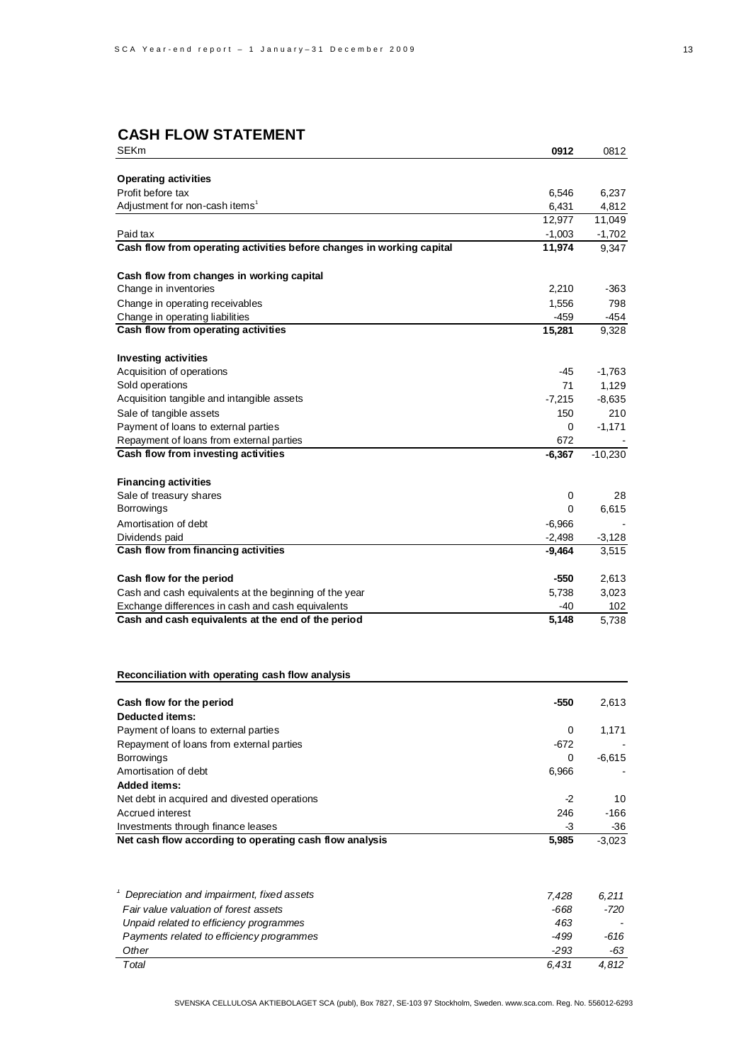## CASH FLOW STATEMENT

| SEKm | **0912** | 0812 |
|---|---|---|
| **Operating activities** | | |
| Profit before tax | 6,546 | 6,237 |
| Adjustment for non-cash items[1] | 6,431 | 4,812 |
| | 12,977 | 11,049 |
| Paid tax | -1,003 | -1,702 |
| **Cash flow from operating activities before changes in working capital** | **11,974** | 9,347 |
| | | |
| **Cash flow from changes in working capital** | | |
| Change in inventories | 2,210 | -363 |
| Change in operating receivables | 1,556 | 798 |
| Change in operating liabilities | -459 | -454 |
| **Cash flow from operating activities** | **15,281** | 9,328 |
| | | |
| **Investing activities** | | |
| Acquisition of operations | -45 | -1,763 |
| Sold operations | 71 | 1,129 |
| Acquisition tangible and intangible assets | -7,215 | -8,635 |
| Sale of tangible assets | 150 | 210 |
| Payment of loans to external parties | 0 | -1,171 |
| Repayment of loans from external parties | 672 | - |
| **Cash flow from investing activities** | **-6,367** | -10,230 |
| | | |
| **Financing activities** | | |
| Sale of treasury shares | 0 | 28 |
| Borrowings | 0 | 6,615 |
| Amortisation of debt | -6,966 | - |
| Dividends paid | -2,498 | -3,128 |
| **Cash flow from financing activities** | **-9,464** | 3,515 |
| | | |
| **Cash flow for the period** | **-550** | 2,613 |
| Cash and cash equivalents at the beginning of the year | 5,738 | 3,023 |
| Exchange differences in cash and cash equivalents | -40 | 102 |
| **Cash and cash equivalents at the end of the period** | **5,148** | 5,738 |

**Reconciliation with operating cash flow analysis**

| | | |
|---|---|---|
| **Cash flow for the period** | **-550** | 2,613 |
| **Deducted items:** | | |
| Payment of loans to external parties | 0 | 1,171 |
| Repayment of loans from external parties | -672 | - |
| Borrowings | 0 | -6,615 |
| Amortisation of debt | 6,966 | - |
| **Added items:** | | |
| Net debt in acquired and divested operations | -2 | 10 |
| Accrued interest | 246 | -166 |
| Investments through finance leases | -3 | -36 |
| **Net cash flow according to operating cash flow analysis** | **5,985** | -3,023 |

| | | |
|---|---|---|
| *[1] Depreciation and impairment, fixed assets* | *7,428* | *6,211* |
| *Fair value valuation of forest assets* | *-668* | *-720* |
| *Unpaid related to efficiency programmes* | *463* | *-* |
| *Payments related to efficiency programmes* | *-499* | *-616* |
| *Other* | *-293* | *-63* |
| *Total* | *6,431* | *4,812* |

SVENSKA CELLULOSA AKTIEBOLAGET SCA (publ), Box 7827, SE-103 97 Stockholm, Sweden. www.sca.com. Reg. No. 556012-6293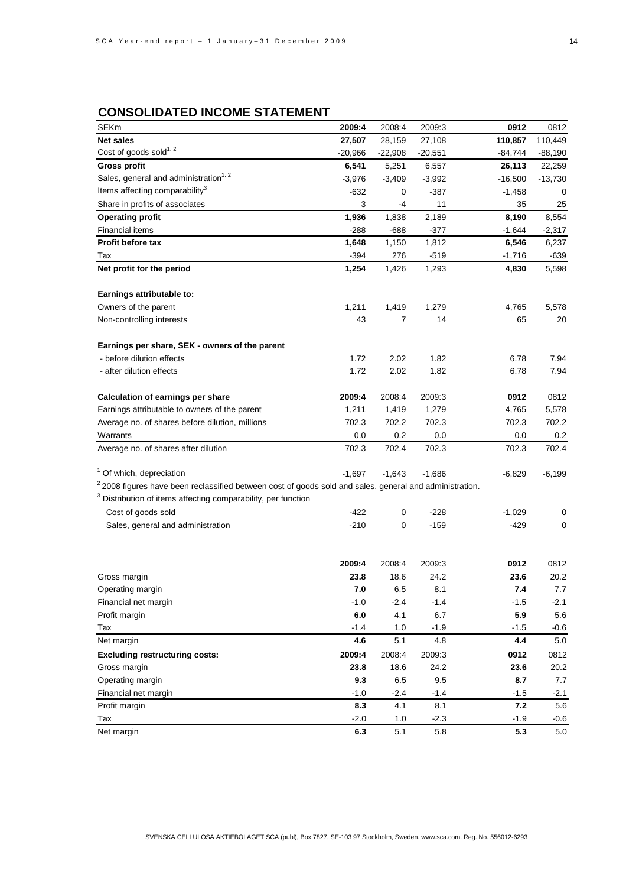## CONSOLIDATED INCOME STATEMENT

| SEKm | **2009:4** | 2008:4 | 2009:3 | **0912** | 0812 |
|---|---|---|---|---|---|
| **Net sales** | **27,507** | 28,159 | 27,108 | **110,857** | 110,449 |
| Cost of goods sold[1, 2] | -20,966 | -22,908 | -20,551 | -84,744 | -88,190 |
| **Gross profit** | **6,541** | 5,251 | 6,557 | **26,113** | 22,259 |
| Sales, general and administration[1, 2] | -3,976 | -3,409 | -3,992 | -16,500 | -13,730 |
| Items affecting comparability[3] | -632 | 0 | -387 | -1,458 | 0 |
| Share in profits of associates | 3 | -4 | 11 | 35 | 25 |
| **Operating profit** | **1,936** | 1,838 | 2,189 | **8,190** | 8,554 |
| Financial items | -288 | -688 | -377 | -1,644 | -2,317 |
| **Profit before tax** | **1,648** | 1,150 | 1,812 | **6,546** | 6,237 |
| Tax | -394 | 276 | -519 | -1,716 | -639 |
| **Net profit for the period** | **1,254** | 1,426 | 1,293 | **4,830** | 5,598 |
| | | | | | |
| **Earnings attributable to:** | | | | | |
| Owners of the parent | 1,211 | 1,419 | 1,279 | 4,765 | 5,578 |
| Non-controlling interests | 43 | 7 | 14 | 65 | 20 |
| | | | | | |
| **Earnings per share, SEK - owners of the parent** | | | | | |
| - before dilution effects | 1.72 | 2.02 | 1.82 | 6.78 | 7.94 |
| - after dilution effects | 1.72 | 2.02 | 1.82 | 6.78 | 7.94 |
| | | | | | |
| **Calculation of earnings per share** | **2009:4** | 2008:4 | 2009:3 | **0912** | 0812 |
| Earnings attributable to owners of the parent | 1,211 | 1,419 | 1,279 | 4,765 | 5,578 |
| Average no. of shares before dilution, millions | 702.3 | 702.2 | 702.3 | 702.3 | 702.2 |
| Warrants | 0.0 | 0.2 | 0.0 | 0.0 | 0.2 |
| Average no. of shares after dilution | 702.3 | 702.4 | 702.3 | 702.3 | 702.4 |
| | | | | | |
| [1] Of which, depreciation | -1,697 | -1,643 | -1,686 | -6,829 | -6,199 |
| [2] 2008 figures have been reclassified between cost of goods sold and sales, general and administration. | | | | | |
| [3] Distribution of items affecting comparability, per function | | | | | |
| Cost of goods sold | -422 | 0 | -228 | -1,029 | 0 |
| Sales, general and administration | -210 | 0 | -159 | -429 | 0 |

| | **2009:4** | 2008:4 | 2009:3 | **0912** | 0812 |
|---|---|---|---|---|---|
| Gross margin | **23.8** | 18.6 | 24.2 | **23.6** | 20.2 |
| Operating margin | **7.0** | 6.5 | 8.1 | **7.4** | 7.7 |
| Financial net margin | -1.0 | -2.4 | -1.4 | -1.5 | -2.1 |
| Profit margin | **6.0** | 4.1 | 6.7 | **5.9** | 5.6 |
| Tax | -1.4 | 1.0 | -1.9 | -1.5 | -0.6 |
| Net margin | **4.6** | 5.1 | 4.8 | **4.4** | 5.0 |
| **Excluding restructuring costs:** | **2009:4** | 2008:4 | 2009:3 | **0912** | 0812 |
| Gross margin | **23.8** | 18.6 | 24.2 | **23.6** | 20.2 |
| Operating margin | **9.3** | 6.5 | 9.5 | **8.7** | 7.7 |
| Financial net margin | -1.0 | -2.4 | -1.4 | -1.5 | -2.1 |
| Profit margin | **8.3** | 4.1 | 8.1 | **7.2** | 5.6 |
| Tax | -2.0 | 1.0 | -2.3 | -1.9 | -0.6 |
| Net margin | **6.3** | 5.1 | 5.8 | **5.3** | 5.0 |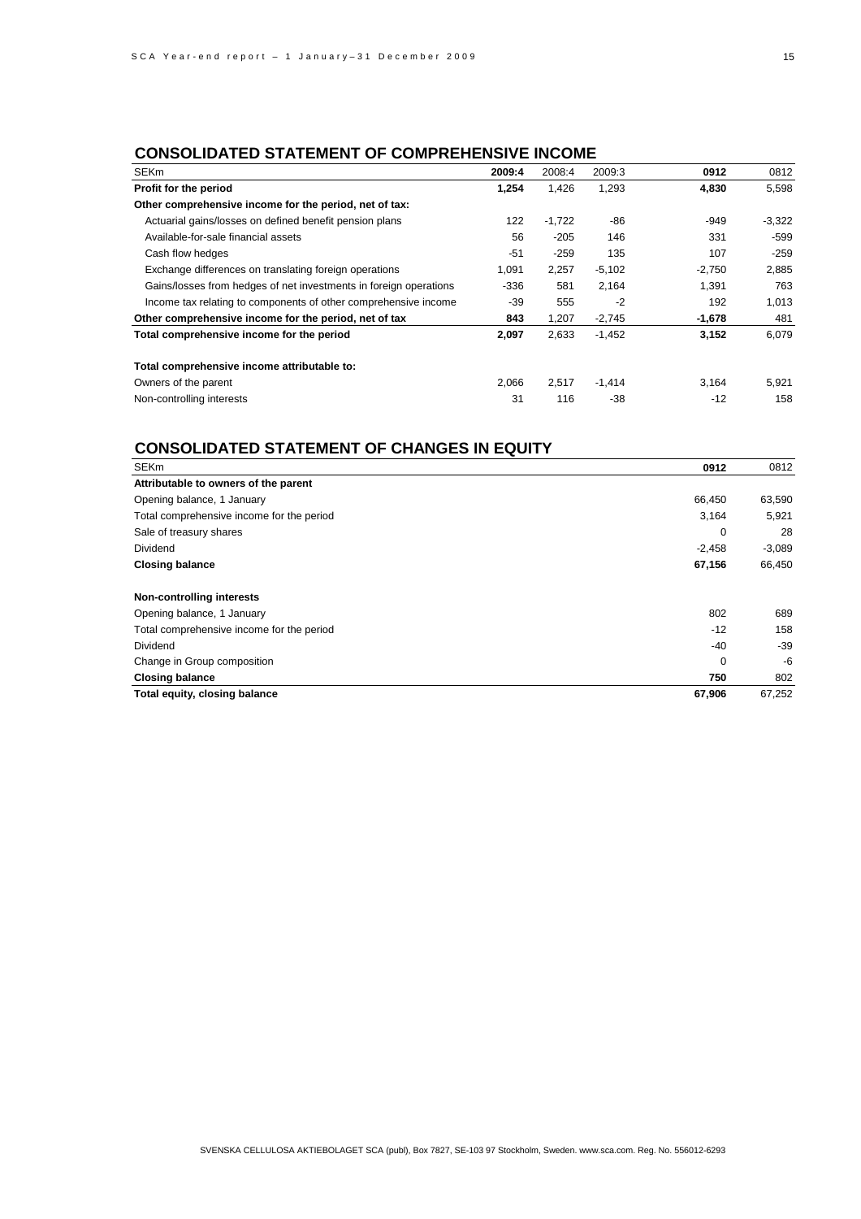## CONSOLIDATED STATEMENT OF COMPREHENSIVE INCOME

| SEKm | 2009:4 | 2008:4 | 2009:3 | 0912 | 0812 |
|---|---|---|---|---|---|
| **Profit for the period** | **1,254** | 1,426 | 1,293 | **4,830** | 5,598 |
| **Other comprehensive income for the period, net of tax:** | | | | | |
| Actuarial gains/losses on defined benefit pension plans | 122 | -1,722 | -86 | -949 | -3,322 |
| Available-for-sale financial assets | 56 | -205 | 146 | 331 | -599 |
| Cash flow hedges | -51 | -259 | 135 | 107 | -259 |
| Exchange differences on translating foreign operations | 1,091 | 2,257 | -5,102 | -2,750 | 2,885 |
| Gains/losses from hedges of net investments in foreign operations | -336 | 581 | 2,164 | 1,391 | 763 |
| Income tax relating to components of other comprehensive income | -39 | 555 | -2 | 192 | 1,013 |
| **Other comprehensive income for the period, net of tax** | **843** | 1,207 | -2,745 | **-1,678** | 481 |
| **Total comprehensive income for the period** | **2,097** | 2,633 | -1,452 | **3,152** | 6,079 |
| | | | | | |
| **Total comprehensive income attributable to:** | | | | | |
| Owners of the parent | 2,066 | 2,517 | -1,414 | 3,164 | 5,921 |
| Non-controlling interests | 31 | 116 | -38 | -12 | 158 |

## CONSOLIDATED STATEMENT OF CHANGES IN EQUITY

| SEKm | 0912 | 0812 |
|---|---|---|
| **Attributable to owners of the parent** | | |
| Opening balance, 1 January | 66,450 | 63,590 |
| Total comprehensive income for the period | 3,164 | 5,921 |
| Sale of treasury shares | 0 | 28 |
| Dividend | -2,458 | -3,089 |
| **Closing balance** | **67,156** | 66,450 |
| | | |
| **Non-controlling interests** | | |
| Opening balance, 1 January | 802 | 689 |
| Total comprehensive income for the period | -12 | 158 |
| Dividend | -40 | -39 |
| Change in Group composition | 0 | -6 |
| **Closing balance** | **750** | 802 |
| **Total equity, closing balance** | **67,906** | 67,252 |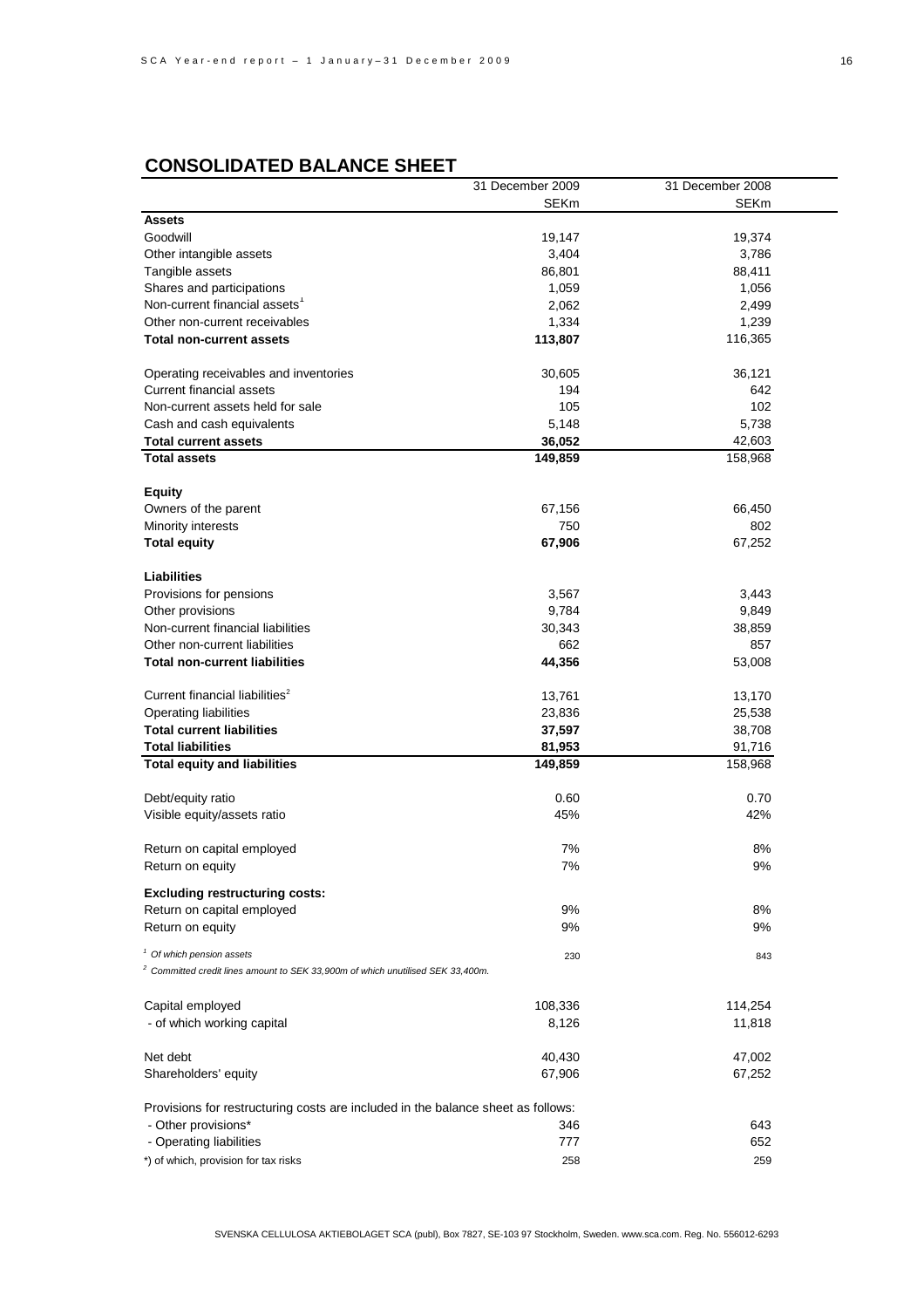## CONSOLIDATED BALANCE SHEET

| | 31 December 2009 | 31 December 2008 |
|---|---|---|
| | SEKm | SEKm |
| **Assets** | | |
| Goodwill | 19,147 | 19,374 |
| Other intangible assets | 3,404 | 3,786 |
| Tangible assets | 86,801 | 88,411 |
| Shares and participations | 1,059 | 1,056 |
| Non-current financial assets[1] | 2,062 | 2,499 |
| Other non-current receivables | 1,334 | 1,239 |
| **Total non-current assets** | **113,807** | 116,365 |
| | | |
| Operating receivables and inventories | 30,605 | 36,121 |
| Current financial assets | 194 | 642 |
| Non-current assets held for sale | 105 | 102 |
| Cash and cash equivalents | 5,148 | 5,738 |
| **Total current assets** | **36,052** | 42,603 |
| **Total assets** | **149,859** | 158,968 |
| | | |
| **Equity** | | |
| Owners of the parent | 67,156 | 66,450 |
| Minority interests | 750 | 802 |
| **Total equity** | **67,906** | 67,252 |
| | | |
| **Liabilities** | | |
| Provisions for pensions | 3,567 | 3,443 |
| Other provisions | 9,784 | 9,849 |
| Non-current financial liabilities | 30,343 | 38,859 |
| Other non-current liabilities | 662 | 857 |
| **Total non-current liabilities** | **44,356** | 53,008 |
| | | |
| Current financial liabilities[2] | 13,761 | 13,170 |
| Operating liabilities | 23,836 | 25,538 |
| **Total current liabilities** | **37,597** | 38,708 |
| **Total liabilities** | **81,953** | 91,716 |
| **Total equity and liabilities** | **149,859** | 158,968 |
| | | |
| Debt/equity ratio | 0.60 | 0.70 |
| Visible equity/assets ratio | 45% | 42% |
| | | |
| Return on capital employed | 7% | 8% |
| Return on equity | 7% | 9% |
| | | |
| **Excluding restructuring costs:** | | |
| Return on capital employed | 9% | 8% |
| Return on equity | 9% | 9% |
| | | |
| [1] *Of which pension assets* | 230 | 843 |
| [2] *Committed credit lines amount to SEK 33,900m of which unutilised SEK 33,400m.* | | |
| | | |
| Capital employed | 108,336 | 114,254 |
| - of which working capital | 8,126 | 11,818 |
| | | |
| Net debt | 40,430 | 47,002 |
| Shareholders' equity | 67,906 | 67,252 |
| | | |
| Provisions for restructuring costs are included in the balance sheet as follows: | | |
| - Other provisions* | 346 | 643 |
| - Operating liabilities | 777 | 652 |
| *) of which, provision for tax risks | 258 | 259 |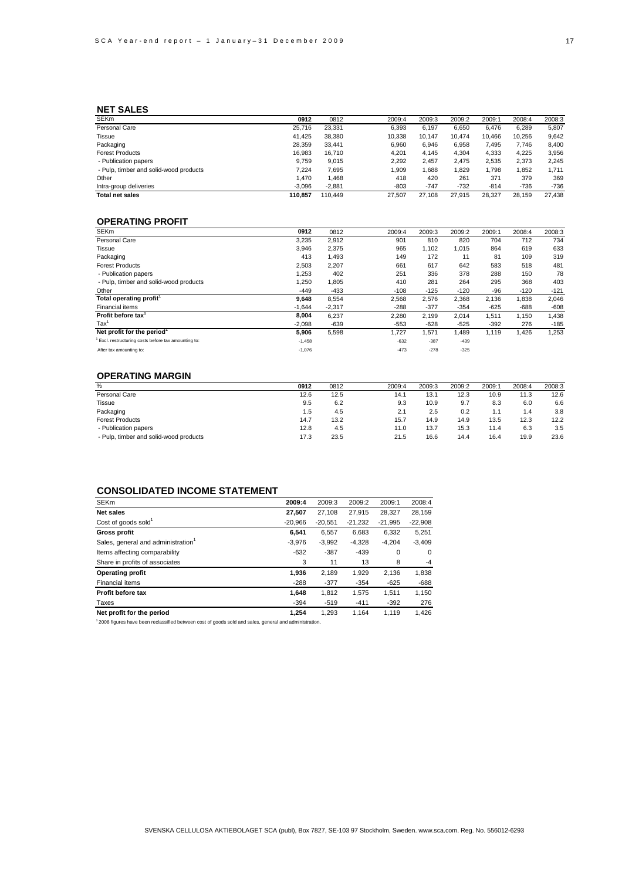## NET SALES

| SEKm | 0912 | 0812 | 2009:4 | 2009:3 | 2009:2 | 2009:1 | 2008:4 | 2008:3 |
|---|---|---|---|---|---|---|---|---|
| Personal Care | 25,716 | 23,331 | 6,393 | 6,197 | 6,650 | 6,476 | 6,289 | 5,807 |
| Tissue | 41,425 | 38,380 | 10,338 | 10,147 | 10,474 | 10,466 | 10,256 | 9,642 |
| Packaging | 28,359 | 33,441 | 6,960 | 6,946 | 6,958 | 7,495 | 7,746 | 8,400 |
| Forest Products | 16,983 | 16,710 | 4,201 | 4,145 | 4,304 | 4,333 | 4,225 | 3,956 |
| - Publication papers | 9,759 | 9,015 | 2,292 | 2,457 | 2,475 | 2,535 | 2,373 | 2,245 |
| - Pulp, timber and solid-wood products | 7,224 | 7,695 | 1,909 | 1,688 | 1,829 | 1,798 | 1,852 | 1,711 |
| Other | 1,470 | 1,468 | 418 | 420 | 261 | 371 | 379 | 369 |
| Intra-group deliveries | -3,096 | -2,881 | -803 | -747 | -732 | -814 | -736 | -736 |
| **Total net sales** | **110,857** | 110,449 | 27,507 | 27,108 | 27,915 | 28,327 | 28,159 | 27,438 |

## OPERATING PROFIT

| SEKm | 0912 | 0812 | 2009:4 | 2009:3 | 2009:2 | 2009:1 | 2008:4 | 2008:3 |
|---|---|---|---|---|---|---|---|---|
| Personal Care | 3,235 | 2,912 | 901 | 810 | 820 | 704 | 712 | 734 |
| Tissue | 3,946 | 2,375 | 965 | 1,102 | 1,015 | 864 | 619 | 633 |
| Packaging | 413 | 1,493 | 149 | 172 | 11 | 81 | 109 | 319 |
| Forest Products | 2,503 | 2,207 | 661 | 617 | 642 | 583 | 518 | 481 |
| - Publication papers | 1,253 | 402 | 251 | 336 | 378 | 288 | 150 | 78 |
| - Pulp, timber and solid-wood products | 1,250 | 1,805 | 410 | 281 | 264 | 295 | 368 | 403 |
| Other | -449 | -433 | -108 | -125 | -120 | -96 | -120 | -121 |
| **Total operating profit[1]** | **9,648** | 8,554 | 2,568 | 2,576 | 2,368 | 2,136 | 1,838 | 2,046 |
| Financial items | -1,644 | -2,317 | -288 | -377 | -354 | -625 | -688 | -608 |
| **Profit before tax[1]** | **8,004** | 6,237 | 2,280 | 2,199 | 2,014 | 1,511 | 1,150 | 1,438 |
| Tax[1] | -2,098 | -639 | -553 | -628 | -525 | -392 | 276 | -185 |
| **Net profit for the period[1]** | **5,906** | 5,598 | 1,727 | 1,571 | 1,489 | 1,119 | 1,426 | 1,253 |
| [1] Excl. restructuring costs before tax amounting to: | -1,458 | | -632 | -387 | -439 | | | |
| After tax amounting to: | -1,076 | | -473 | -278 | -325 | | | |

## OPERATING MARGIN

| % | 0912 | 0812 | 2009:4 | 2009:3 | 2009:2 | 2009:1 | 2008:4 | 2008:3 |
|---|---|---|---|---|---|---|---|---|
| Personal Care | 12.6 | 12.5 | 14.1 | 13.1 | 12.3 | 10.9 | 11.3 | 12.6 |
| Tissue | 9.5 | 6.2 | 9.3 | 10.9 | 9.7 | 8.3 | 6.0 | 6.6 |
| Packaging | 1.5 | 4.5 | 2.1 | 2.5 | 0.2 | 1.1 | 1.4 | 3.8 |
| Forest Products | 14.7 | 13.2 | 15.7 | 14.9 | 14.9 | 13.5 | 12.3 | 12.2 |
| - Publication papers | 12.8 | 4.5 | 11.0 | 13.7 | 15.3 | 11.4 | 6.3 | 3.5 |
| - Pulp, timber and solid-wood products | 17.3 | 23.5 | 21.5 | 16.6 | 14.4 | 16.4 | 19.9 | 23.6 |

## CONSOLIDATED INCOME STATEMENT

| SEKm | 2009:4 | 2009:3 | 2009:2 | 2009:1 | 2008:4 |
|---|---|---|---|---|---|
| **Net sales** | **27,507** | 27,108 | 27,915 | 28,327 | 28,159 |
| Cost of goods sold[1] | -20,966 | -20,551 | -21,232 | -21,995 | -22,908 |
| **Gross profit** | **6,541** | 6,557 | 6,683 | 6,332 | 5,251 |
| Sales, general and administration[1] | -3,976 | -3,992 | -4,328 | -4,204 | -3,409 |
| Items affecting comparability | -632 | -387 | -439 | 0 | 0 |
| Share in profits of associates | 3 | 11 | 13 | 8 | -4 |
| **Operating profit** | **1,936** | 2,189 | 1,929 | 2,136 | 1,838 |
| Financial items | -288 | -377 | -354 | -625 | -688 |
| **Profit before tax** | **1,648** | 1,812 | 1,575 | 1,511 | 1,150 |
| Taxes | -394 | -519 | -411 | -392 | 276 |
| **Net profit for the period** | **1,254** | 1,293 | 1,164 | 1,119 | 1,426 |

[1] 2008 figures have been reclassified between cost of goods sold and sales, general and administration.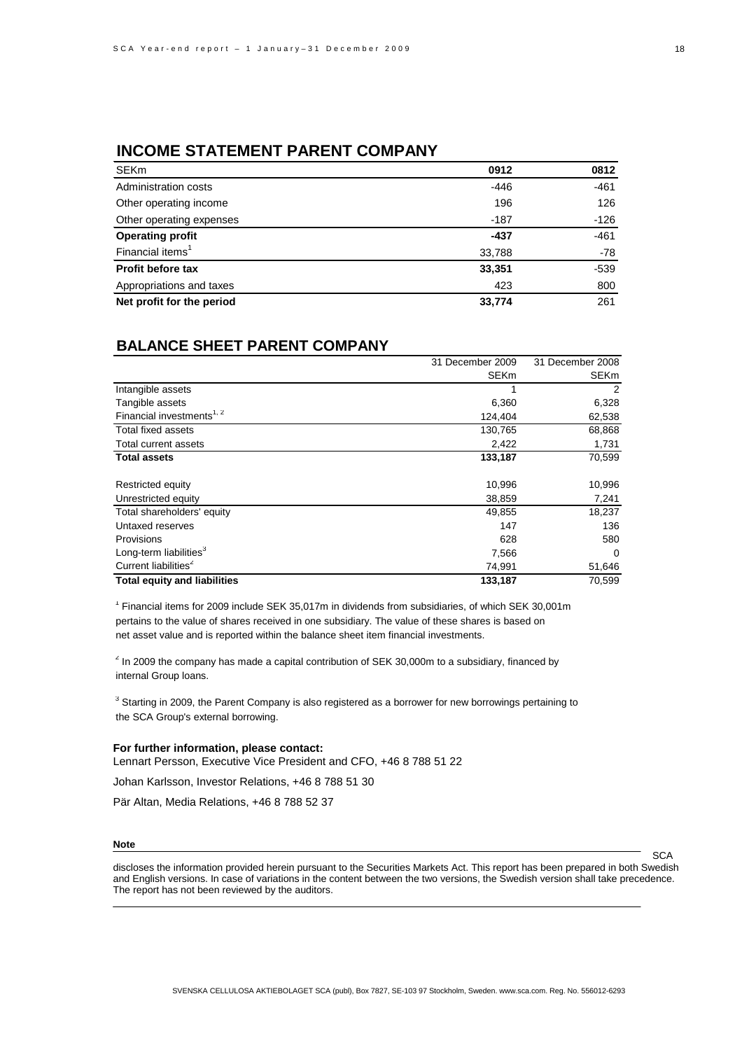## INCOME STATEMENT PARENT COMPANY

| SEKm | 0912 | 0812 |
|---|---|---|
| Administration costs | -446 | -461 |
| Other operating income | 196 | 126 |
| Other operating expenses | -187 | -126 |
| **Operating profit** | **-437** | -461 |
| Financial items[1] | 33,788 | -78 |
| **Profit before tax** | **33,351** | -539 |
| Appropriations and taxes | 423 | 800 |
| **Net profit for the period** | **33,774** | 261 |

## BALANCE SHEET PARENT COMPANY

| | 31 December 2009 | 31 December 2008 |
|---|---|---|
| | SEKm | SEKm |
| Intangible assets | 1 | 2 |
| Tangible assets | 6,360 | 6,328 |
| Financial investments[1, 2] | 124,404 | 62,538 |
| Total fixed assets | 130,765 | 68,868 |
| Total current assets | 2,422 | 1,731 |
| **Total assets** | **133,187** | 70,599 |
| | | |
| Restricted equity | 10,996 | 10,996 |
| Unrestricted equity | 38,859 | 7,241 |
| Total shareholders' equity | 49,855 | 18,237 |
| Untaxed reserves | 147 | 136 |
| Provisions | 628 | 580 |
| Long-term liabilities[3] | 7,566 | 0 |
| Current liabilities[2] | 74,991 | 51,646 |
| **Total equity and liabilities** | **133,187** | 70,599 |

[1] Financial items for 2009 include SEK 35,017m in dividends from subsidiaries, of which SEK 30,001m pertains to the value of shares received in one subsidiary. The value of these shares is based on net asset value and is reported within the balance sheet item financial investments.

[2] In 2009 the company has made a capital contribution of SEK 30,000m to a subsidiary, financed by internal Group loans.

[3] Starting in 2009, the Parent Company is also registered as a borrower for new borrowings pertaining to the SCA Group's external borrowing.

**For further information, please contact:**

Lennart Persson, Executive Vice President and CFO, +46 8 788 51 22

Johan Karlsson, Investor Relations, +46 8 788 51 30

Pär Altan, Media Relations, +46 8 788 52 37

**Note**

SCA discloses the information provided herein pursuant to the Securities Markets Act. This report has been prepared in both Swedish and English versions. In case of variations in the content between the two versions, the Swedish version shall take precedence. The report has not been reviewed by the auditors.

SVENSKA CELLULOSA AKTIEBOLAGET SCA (publ), Box 7827, SE-103 97 Stockholm, Sweden. www.sca.com. Reg. No. 556012-6293